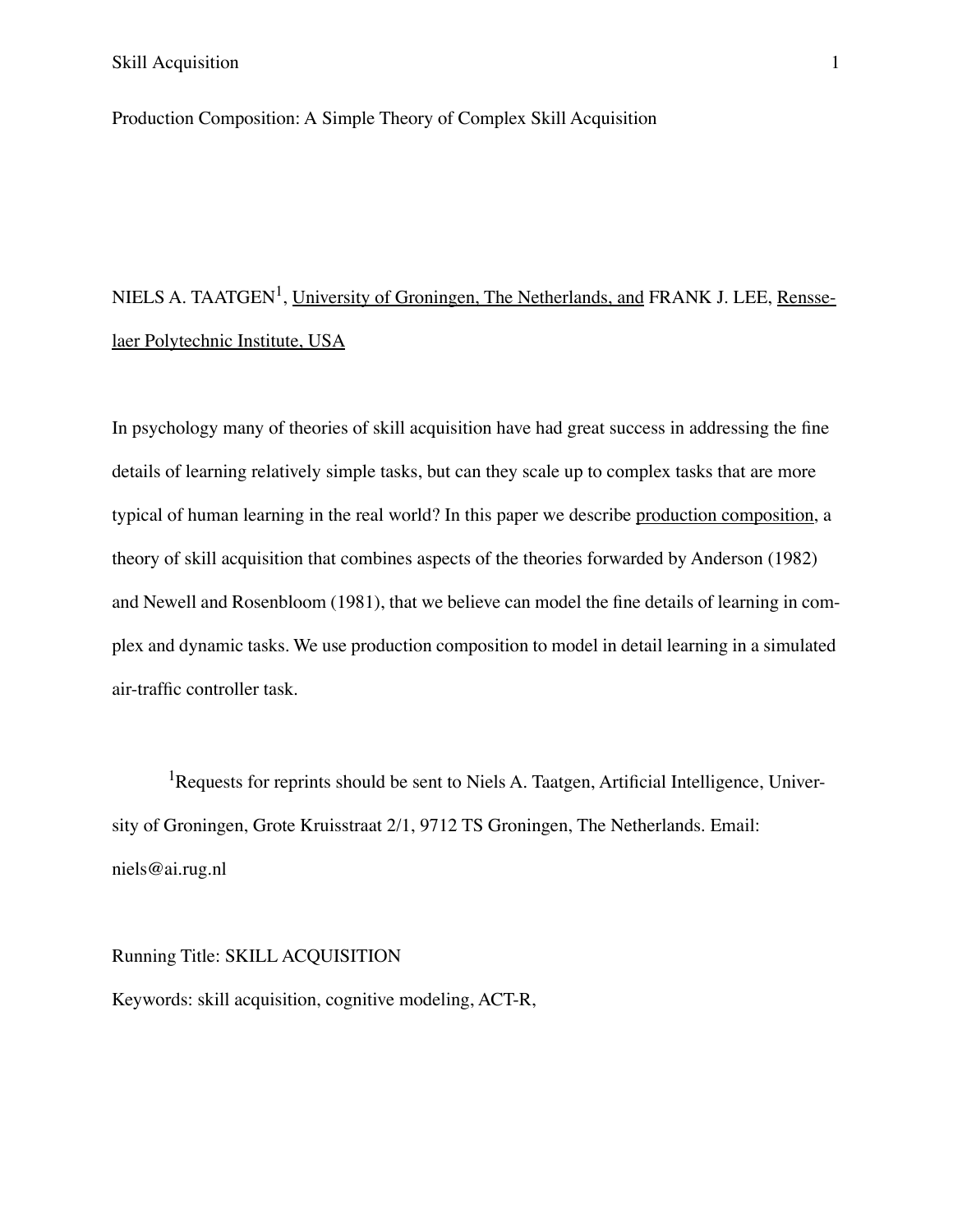Production Composition: A Simple Theory of Complex Skill Acquisition

NIELS A. TAATGEN[1], University of Groningen, The Netherlands, and FRANK J. LEE, Rensselaer Polytechnic Institute, USA

In psychology many of theories of skill acquisition have had great success in addressing the fine details of learning relatively simple tasks, but can they scale up to complex tasks that are more typical of human learning in the real world? In this paper we describe production composition, a theory of skill acquisition that combines aspects of the theories forwarded by Anderson (1982) and Newell and Rosenbloom (1981), that we believe can model the fine details of learning in complex and dynamic tasks. We use production composition to model in detail learning in a simulated air-traffic controller task.

[1]Requests for reprints should be sent to Niels A. Taatgen, Artificial Intelligence, University of Groningen, Grote Kruisstraat 2/1, 9712 TS Groningen, The Netherlands. Email: niels@ai.rug.nl

Running Title: SKILL ACQUISITION

Keywords: skill acquisition, cognitive modeling, ACT-R,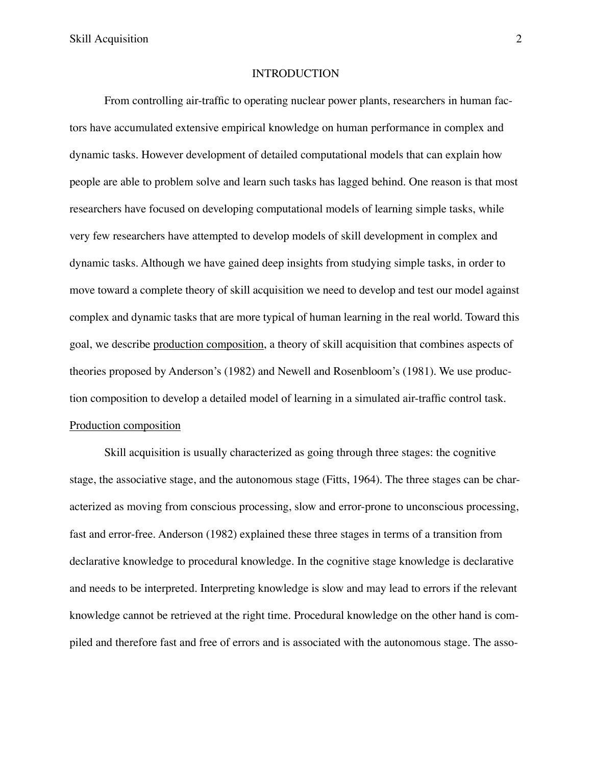# INTRODUCTION

From controlling air-traffic to operating nuclear power plants, researchers in human factors have accumulated extensive empirical knowledge on human performance in complex and dynamic tasks. However development of detailed computational models that can explain how people are able to problem solve and learn such tasks has lagged behind. One reason is that most researchers have focused on developing computational models of learning simple tasks, while very few researchers have attempted to develop models of skill development in complex and dynamic tasks. Although we have gained deep insights from studying simple tasks, in order to move toward a complete theory of skill acquisition we need to develop and test our model against complex and dynamic tasks that are more typical of human learning in the real world. Toward this goal, we describe <u>production composition</u>, a theory of skill acquisition that combines aspects of theories proposed by Anderson's (1982) and Newell and Rosenbloom's (1981). We use production composition to develop a detailed model of learning in a simulated air-traffic control task.

## Production composition

Skill acquisition is usually characterized as going through three stages: the cognitive stage, the associative stage, and the autonomous stage (Fitts, 1964). The three stages can be characterized as moving from conscious processing, slow and error-prone to unconscious processing, fast and error-free. Anderson (1982) explained these three stages in terms of a transition from declarative knowledge to procedural knowledge. In the cognitive stage knowledge is declarative and needs to be interpreted. Interpreting knowledge is slow and may lead to errors if the relevant knowledge cannot be retrieved at the right time. Procedural knowledge on the other hand is compiled and therefore fast and free of errors and is associated with the autonomous stage. The asso-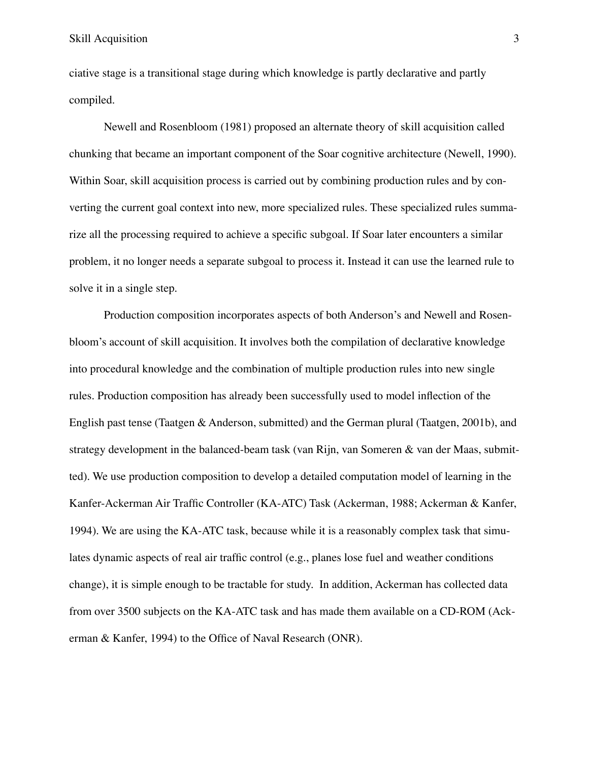ciative stage is a transitional stage during which knowledge is partly declarative and partly compiled.

Newell and Rosenbloom (1981) proposed an alternate theory of skill acquisition called chunking that became an important component of the Soar cognitive architecture (Newell, 1990). Within Soar, skill acquisition process is carried out by combining production rules and by converting the current goal context into new, more specialized rules. These specialized rules summarize all the processing required to achieve a specific subgoal. If Soar later encounters a similar problem, it no longer needs a separate subgoal to process it. Instead it can use the learned rule to solve it in a single step.

Production composition incorporates aspects of both Anderson's and Newell and Rosenbloom's account of skill acquisition. It involves both the compilation of declarative knowledge into procedural knowledge and the combination of multiple production rules into new single rules. Production composition has already been successfully used to model inflection of the English past tense (Taatgen & Anderson, submitted) and the German plural (Taatgen, 2001b), and strategy development in the balanced-beam task (van Rijn, van Someren & van der Maas, submitted). We use production composition to develop a detailed computation model of learning in the Kanfer-Ackerman Air Traffic Controller (KA-ATC) Task (Ackerman, 1988; Ackerman & Kanfer, 1994). We are using the KA-ATC task, because while it is a reasonably complex task that simulates dynamic aspects of real air traffic control (e.g., planes lose fuel and weather conditions change), it is simple enough to be tractable for study. In addition, Ackerman has collected data from over 3500 subjects on the KA-ATC task and has made them available on a CD-ROM (Ackerman & Kanfer, 1994) to the Office of Naval Research (ONR).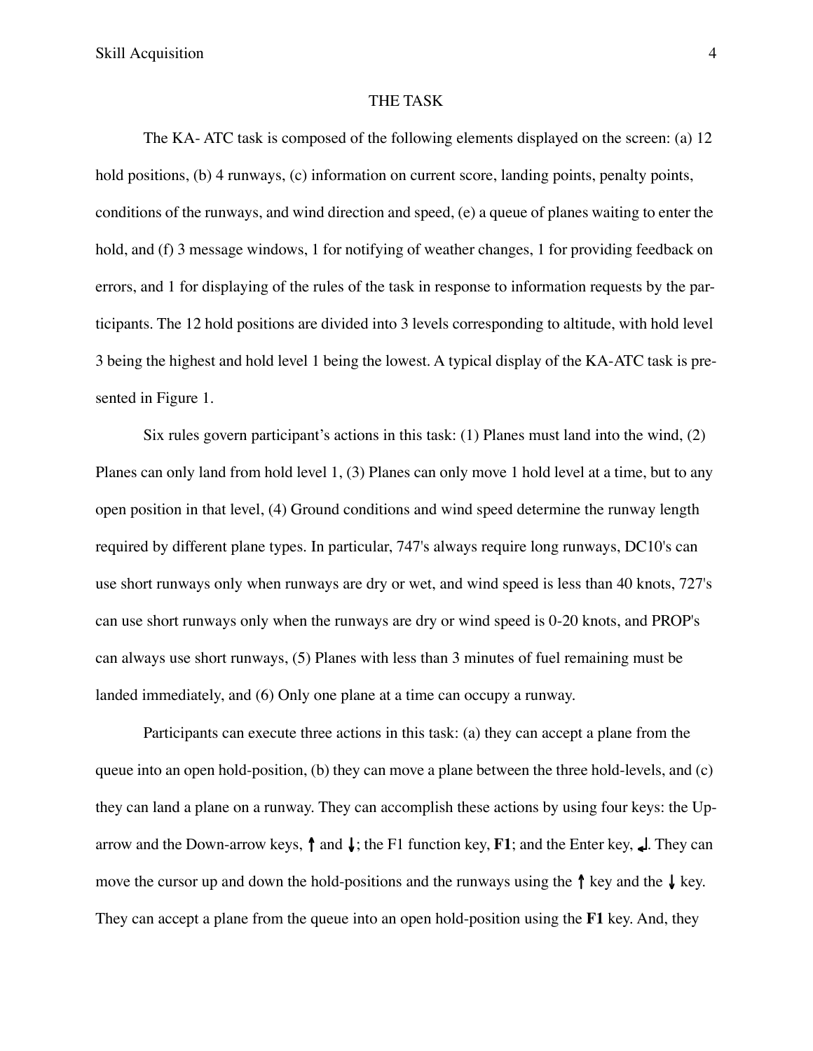# THE TASK

The KA- ATC task is composed of the following elements displayed on the screen: (a) 12 hold positions, (b) 4 runways, (c) information on current score, landing points, penalty points, conditions of the runways, and wind direction and speed, (e) a queue of planes waiting to enter the hold, and (f) 3 message windows, 1 for notifying of weather changes, 1 for providing feedback on errors, and 1 for displaying of the rules of the task in response to information requests by the participants. The 12 hold positions are divided into 3 levels corresponding to altitude, with hold level 3 being the highest and hold level 1 being the lowest. A typical display of the KA-ATC task is presented in Figure 1.

Six rules govern participant's actions in this task: (1) Planes must land into the wind, (2) Planes can only land from hold level 1, (3) Planes can only move 1 hold level at a time, but to any open position in that level, (4) Ground conditions and wind speed determine the runway length required by different plane types. In particular, 747's always require long runways, DC10's can use short runways only when runways are dry or wet, and wind speed is less than 40 knots, 727's can use short runways only when the runways are dry or wind speed is 0-20 knots, and PROP's can always use short runways, (5) Planes with less than 3 minutes of fuel remaining must be landed immediately, and (6) Only one plane at a time can occupy a runway.

Participants can execute three actions in this task: (a) they can accept a plane from the queue into an open hold-position, (b) they can move a plane between the three hold-levels, and (c) they can land a plane on a runway. They can accomplish these actions by using four keys: the Up-arrow and the Down-arrow keys, ↑ and ↓; the F1 function key, **F1**; and the Enter key, ↵. They can move the cursor up and down the hold-positions and the runways using the ↑ key and the ↓ key. They can accept a plane from the queue into an open hold-position using the **F1** key. And, they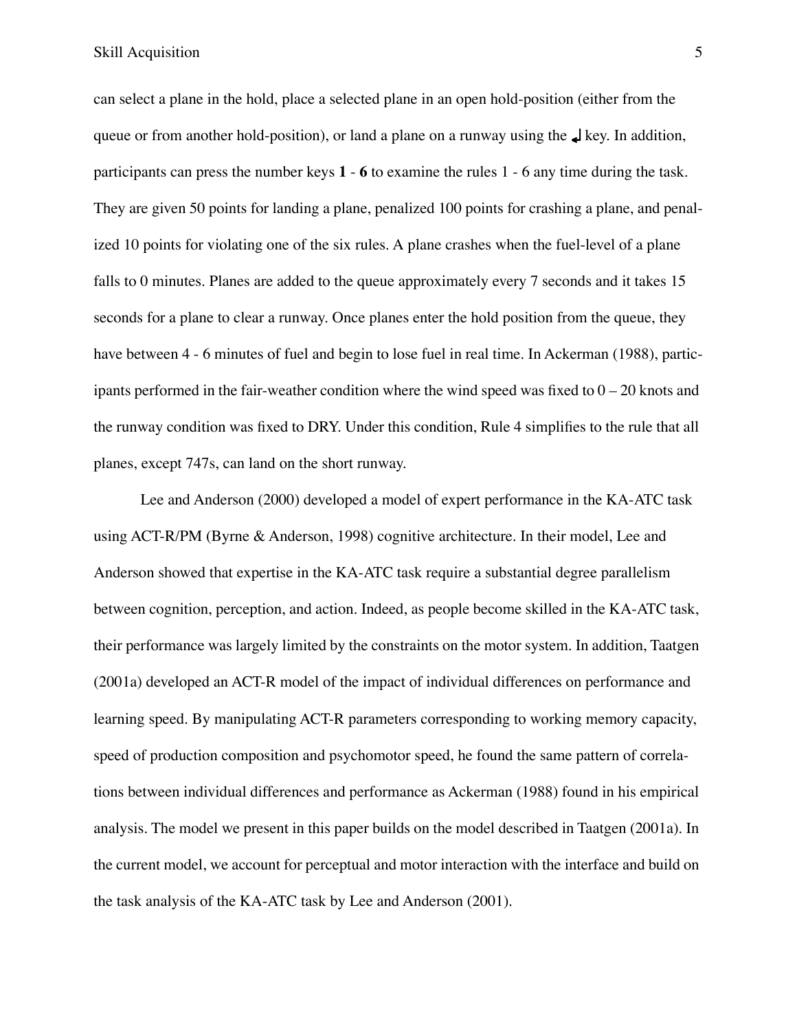can select a plane in the hold, place a selected plane in an open hold-position (either from the queue or from another hold-position), or land a plane on a runway using the ↵ key. In addition, participants can press the number keys **1** - **6** to examine the rules 1 - 6 any time during the task. They are given 50 points for landing a plane, penalized 100 points for crashing a plane, and penalized 10 points for violating one of the six rules. A plane crashes when the fuel-level of a plane falls to 0 minutes. Planes are added to the queue approximately every 7 seconds and it takes 15 seconds for a plane to clear a runway. Once planes enter the hold position from the queue, they have between 4 - 6 minutes of fuel and begin to lose fuel in real time. In Ackerman (1988), participants performed in the fair-weather condition where the wind speed was fixed to 0 – 20 knots and the runway condition was fixed to DRY. Under this condition, Rule 4 simplifies to the rule that all planes, except 747s, can land on the short runway.

Lee and Anderson (2000) developed a model of expert performance in the KA-ATC task using ACT-R/PM (Byrne & Anderson, 1998) cognitive architecture. In their model, Lee and Anderson showed that expertise in the KA-ATC task require a substantial degree parallelism between cognition, perception, and action. Indeed, as people become skilled in the KA-ATC task, their performance was largely limited by the constraints on the motor system. In addition, Taatgen (2001a) developed an ACT-R model of the impact of individual differences on performance and learning speed. By manipulating ACT-R parameters corresponding to working memory capacity, speed of production composition and psychomotor speed, he found the same pattern of correlations between individual differences and performance as Ackerman (1988) found in his empirical analysis. The model we present in this paper builds on the model described in Taatgen (2001a). In the current model, we account for perceptual and motor interaction with the interface and build on the task analysis of the KA-ATC task by Lee and Anderson (2001).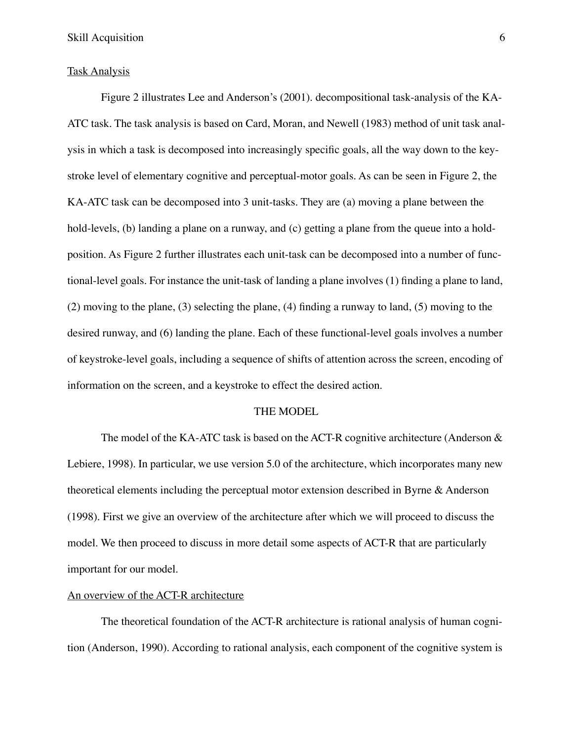Task Analysis

Figure 2 illustrates Lee and Anderson's (2001). decompositional task-analysis of the KA-ATC task. The task analysis is based on Card, Moran, and Newell (1983) method of unit task analysis in which a task is decomposed into increasingly specific goals, all the way down to the keystroke level of elementary cognitive and perceptual-motor goals. As can be seen in Figure 2, the KA-ATC task can be decomposed into 3 unit-tasks. They are (a) moving a plane between the hold-levels, (b) landing a plane on a runway, and (c) getting a plane from the queue into a hold-position. As Figure 2 further illustrates each unit-task can be decomposed into a number of functional-level goals. For instance the unit-task of landing a plane involves (1) finding a plane to land, (2) moving to the plane, (3) selecting the plane, (4) finding a runway to land, (5) moving to the desired runway, and (6) landing the plane. Each of these functional-level goals involves a number of keystroke-level goals, including a sequence of shifts of attention across the screen, encoding of information on the screen, and a keystroke to effect the desired action.

# THE MODEL

The model of the KA-ATC task is based on the ACT-R cognitive architecture (Anderson & Lebiere, 1998). In particular, we use version 5.0 of the architecture, which incorporates many new theoretical elements including the perceptual motor extension described in Byrne & Anderson (1998). First we give an overview of the architecture after which we will proceed to discuss the model. We then proceed to discuss in more detail some aspects of ACT-R that are particularly important for our model.

An overview of the ACT-R architecture

The theoretical foundation of the ACT-R architecture is rational analysis of human cognition (Anderson, 1990). According to rational analysis, each component of the cognitive system is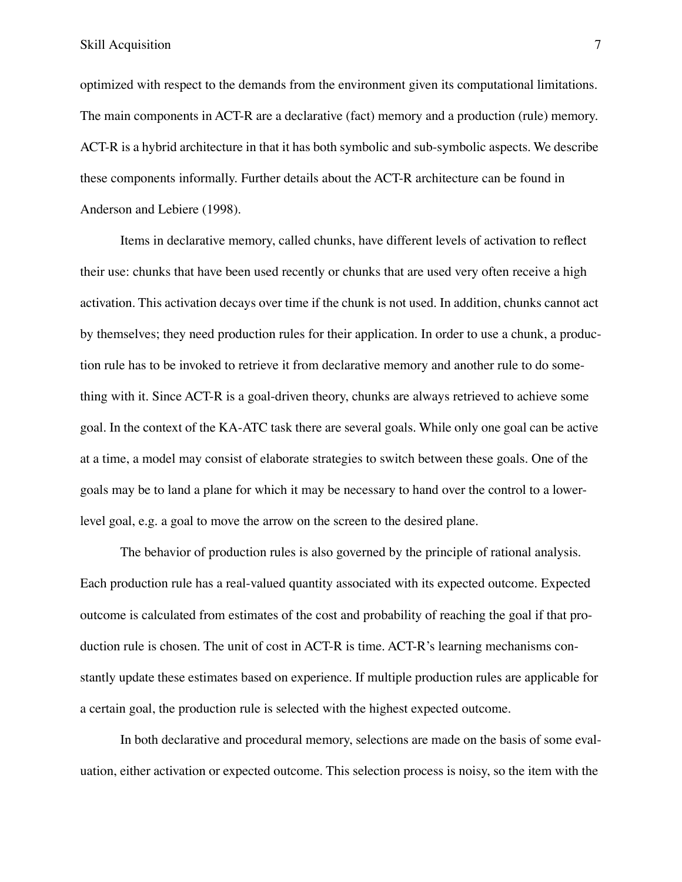optimized with respect to the demands from the environment given its computational limitations. The main components in ACT-R are a declarative (fact) memory and a production (rule) memory. ACT-R is a hybrid architecture in that it has both symbolic and sub-symbolic aspects. We describe these components informally. Further details about the ACT-R architecture can be found in Anderson and Lebiere (1998).

Items in declarative memory, called chunks, have different levels of activation to reflect their use: chunks that have been used recently or chunks that are used very often receive a high activation. This activation decays over time if the chunk is not used. In addition, chunks cannot act by themselves; they need production rules for their application. In order to use a chunk, a production rule has to be invoked to retrieve it from declarative memory and another rule to do something with it. Since ACT-R is a goal-driven theory, chunks are always retrieved to achieve some goal. In the context of the KA-ATC task there are several goals. While only one goal can be active at a time, a model may consist of elaborate strategies to switch between these goals. One of the goals may be to land a plane for which it may be necessary to hand over the control to a lower-level goal, e.g. a goal to move the arrow on the screen to the desired plane.

The behavior of production rules is also governed by the principle of rational analysis. Each production rule has a real-valued quantity associated with its expected outcome. Expected outcome is calculated from estimates of the cost and probability of reaching the goal if that production rule is chosen. The unit of cost in ACT-R is time. ACT-R's learning mechanisms constantly update these estimates based on experience. If multiple production rules are applicable for a certain goal, the production rule is selected with the highest expected outcome.

In both declarative and procedural memory, selections are made on the basis of some evaluation, either activation or expected outcome. This selection process is noisy, so the item with the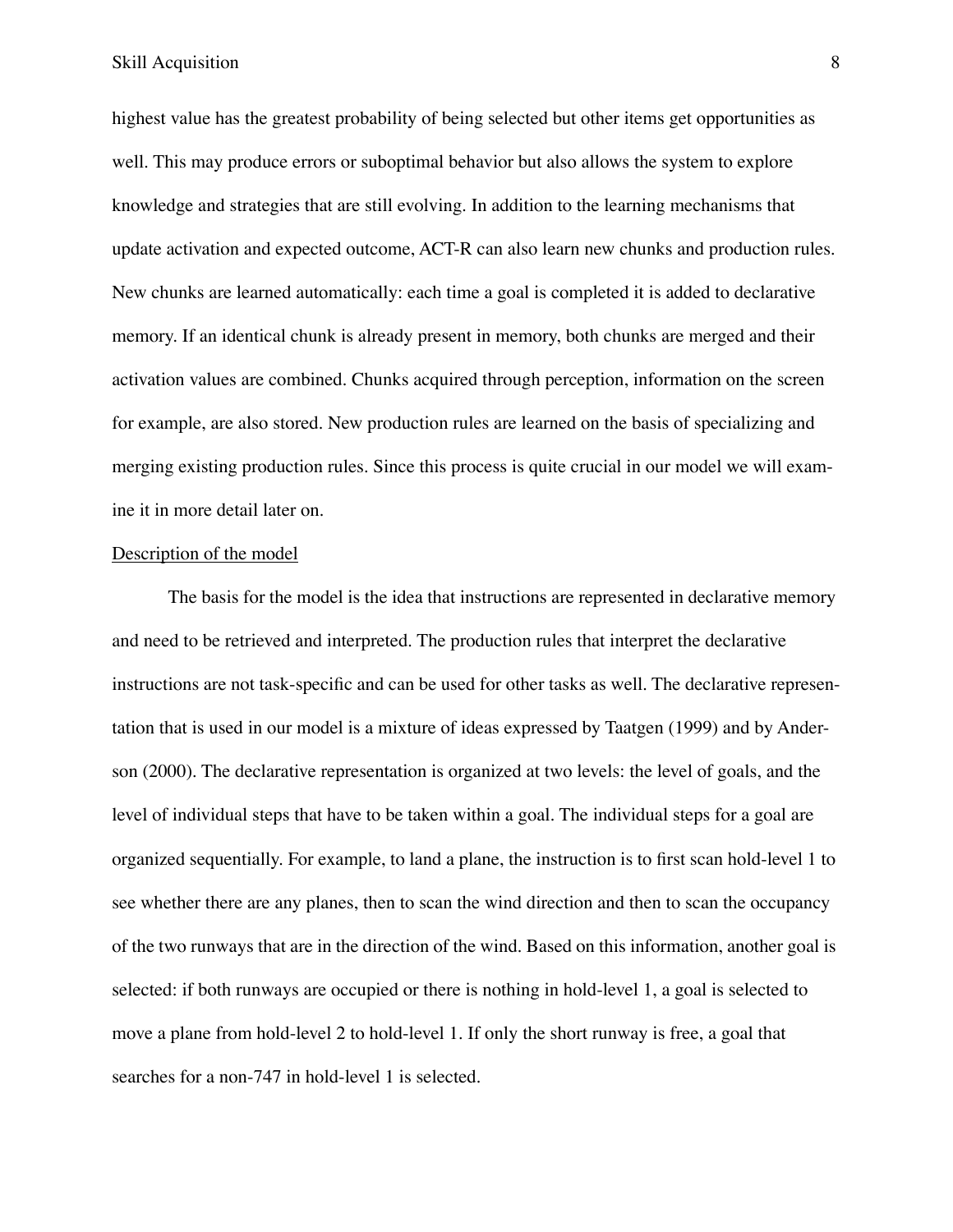highest value has the greatest probability of being selected but other items get opportunities as well. This may produce errors or suboptimal behavior but also allows the system to explore knowledge and strategies that are still evolving. In addition to the learning mechanisms that update activation and expected outcome, ACT-R can also learn new chunks and production rules. New chunks are learned automatically: each time a goal is completed it is added to declarative memory. If an identical chunk is already present in memory, both chunks are merged and their activation values are combined. Chunks acquired through perception, information on the screen for example, are also stored. New production rules are learned on the basis of specializing and merging existing production rules. Since this process is quite crucial in our model we will examine it in more detail later on.

## Description of the model

The basis for the model is the idea that instructions are represented in declarative memory and need to be retrieved and interpreted. The production rules that interpret the declarative instructions are not task-specific and can be used for other tasks as well. The declarative representation that is used in our model is a mixture of ideas expressed by Taatgen (1999) and by Anderson (2000). The declarative representation is organized at two levels: the level of goals, and the level of individual steps that have to be taken within a goal. The individual steps for a goal are organized sequentially. For example, to land a plane, the instruction is to first scan hold-level 1 to see whether there are any planes, then to scan the wind direction and then to scan the occupancy of the two runways that are in the direction of the wind. Based on this information, another goal is selected: if both runways are occupied or there is nothing in hold-level 1, a goal is selected to move a plane from hold-level 2 to hold-level 1. If only the short runway is free, a goal that searches for a non-747 in hold-level 1 is selected.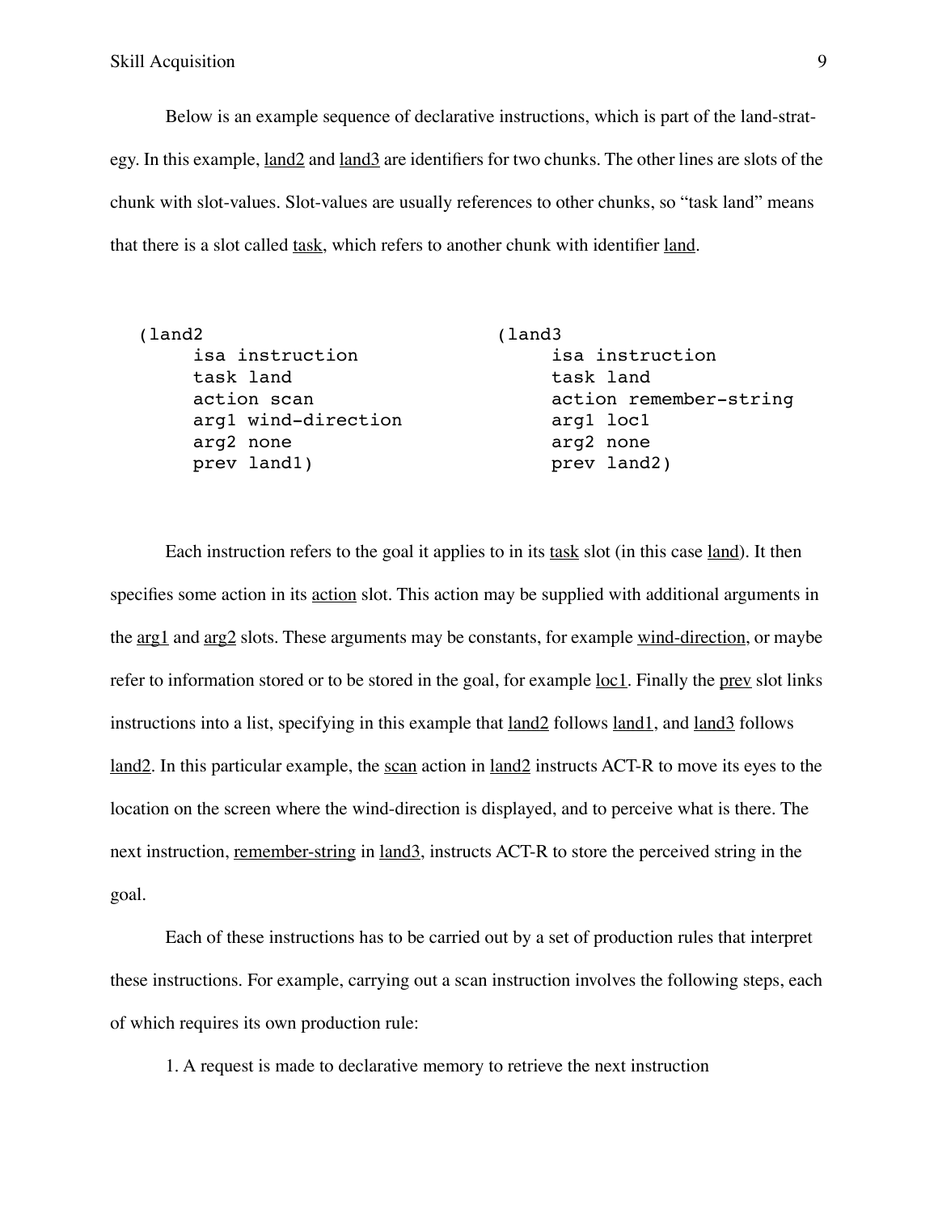Below is an example sequence of declarative instructions, which is part of the land-strategy. In this example, land2 and land3 are identifiers for two chunks. The other lines are slots of the chunk with slot-values. Slot-values are usually references to other chunks, so "task land" means that there is a slot called task, which refers to another chunk with identifier land.

```
(land2                              (land3
     isa instruction                     isa instruction
     task land                           task land
     action scan                         action remember-string
     arg1 wind-direction                 arg1 loc1
     arg2 none                           arg2 none
     prev land1)                         prev land2)
```

Each instruction refers to the goal it applies to in its task slot (in this case land). It then specifies some action in its action slot. This action may be supplied with additional arguments in the arg1 and arg2 slots. These arguments may be constants, for example wind-direction, or maybe refer to information stored or to be stored in the goal, for example loc1. Finally the prev slot links instructions into a list, specifying in this example that land2 follows land1, and land3 follows land2. In this particular example, the scan action in land2 instructs ACT-R to move its eyes to the location on the screen where the wind-direction is displayed, and to perceive what is there. The next instruction, remember-string in land3, instructs ACT-R to store the perceived string in the goal.

Each of these instructions has to be carried out by a set of production rules that interpret these instructions. For example, carrying out a scan instruction involves the following steps, each of which requires its own production rule:

1. A request is made to declarative memory to retrieve the next instruction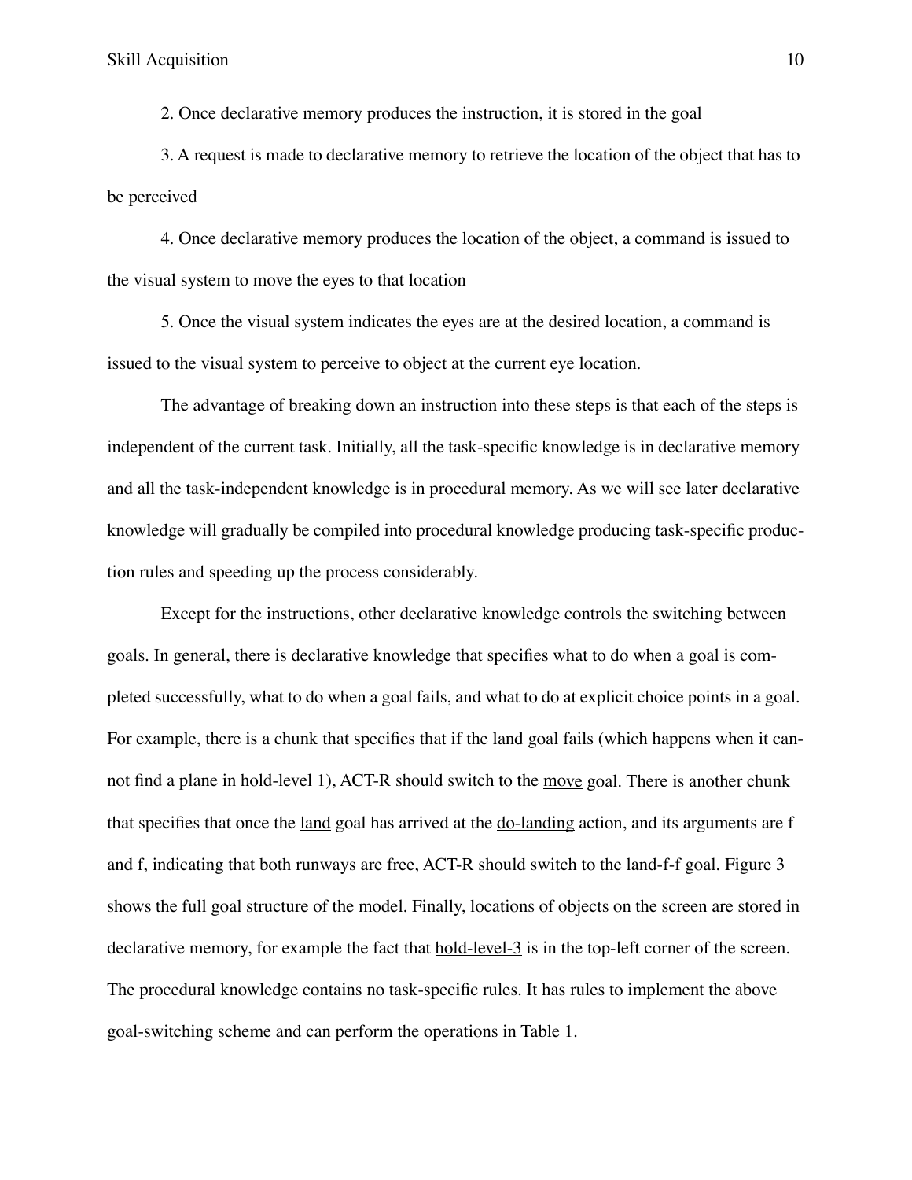2. Once declarative memory produces the instruction, it is stored in the goal

3. A request is made to declarative memory to retrieve the location of the object that has to be perceived

4. Once declarative memory produces the location of the object, a command is issued to the visual system to move the eyes to that location

5. Once the visual system indicates the eyes are at the desired location, a command is issued to the visual system to perceive to object at the current eye location.

The advantage of breaking down an instruction into these steps is that each of the steps is independent of the current task. Initially, all the task-specific knowledge is in declarative memory and all the task-independent knowledge is in procedural memory. As we will see later declarative knowledge will gradually be compiled into procedural knowledge producing task-specific production rules and speeding up the process considerably.

Except for the instructions, other declarative knowledge controls the switching between goals. In general, there is declarative knowledge that specifies what to do when a goal is completed successfully, what to do when a goal fails, and what to do at explicit choice points in a goal. For example, there is a chunk that specifies that if the <u>land</u> goal fails (which happens when it cannot find a plane in hold-level 1), ACT-R should switch to the <u>move</u> goal. There is another chunk that specifies that once the <u>land</u> goal has arrived at the <u>do-landing</u> action, and its arguments are f and f, indicating that both runways are free, ACT-R should switch to the <u>land-f-f</u> goal. Figure 3 shows the full goal structure of the model. Finally, locations of objects on the screen are stored in declarative memory, for example the fact that <u>hold-level-3</u> is in the top-left corner of the screen. The procedural knowledge contains no task-specific rules. It has rules to implement the above goal-switching scheme and can perform the operations in Table 1.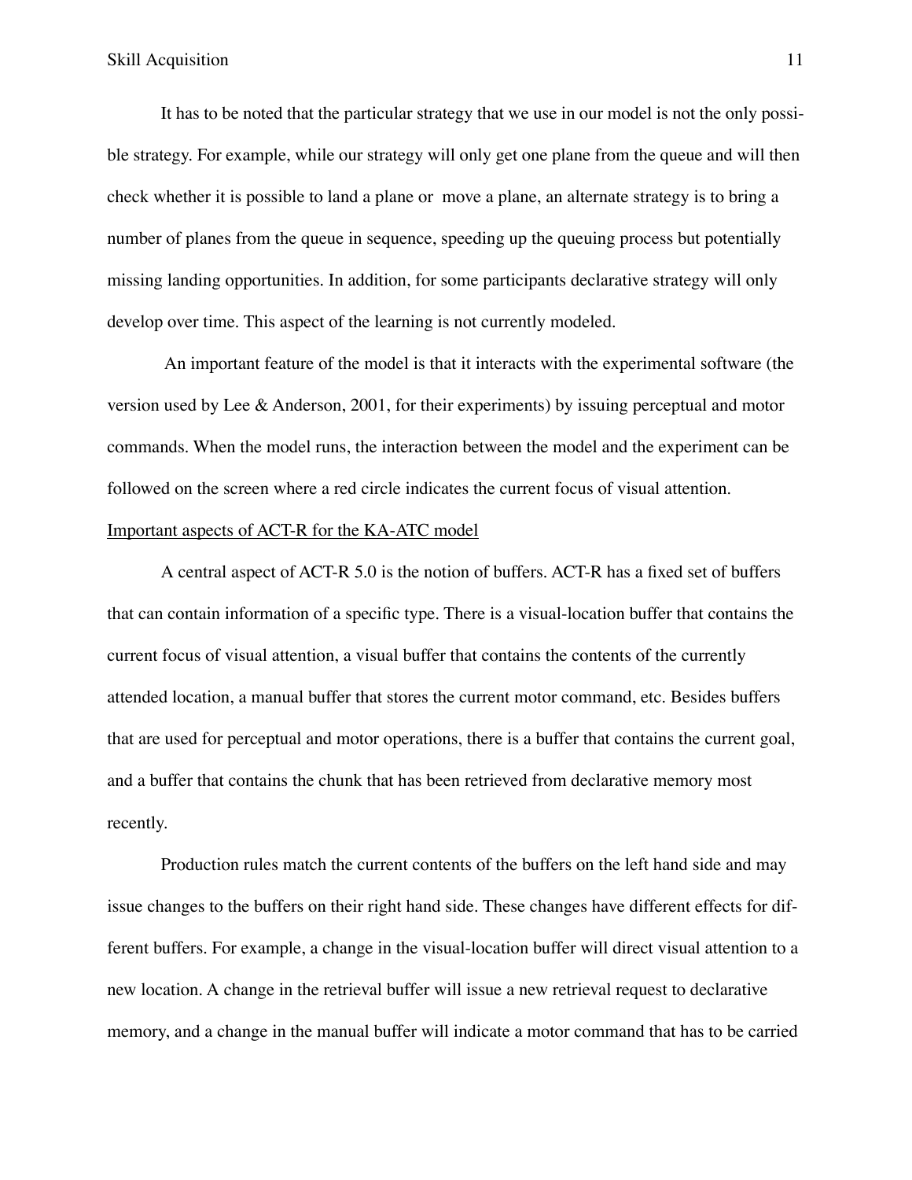It has to be noted that the particular strategy that we use in our model is not the only possible strategy. For example, while our strategy will only get one plane from the queue and will then check whether it is possible to land a plane or move a plane, an alternate strategy is to bring a number of planes from the queue in sequence, speeding up the queuing process but potentially missing landing opportunities. In addition, for some participants declarative strategy will only develop over time. This aspect of the learning is not currently modeled.

An important feature of the model is that it interacts with the experimental software (the version used by Lee & Anderson, 2001, for their experiments) by issuing perceptual and motor commands. When the model runs, the interaction between the model and the experiment can be followed on the screen where a red circle indicates the current focus of visual attention.

## Important aspects of ACT-R for the KA-ATC model

A central aspect of ACT-R 5.0 is the notion of buffers. ACT-R has a fixed set of buffers that can contain information of a specific type. There is a visual-location buffer that contains the current focus of visual attention, a visual buffer that contains the contents of the currently attended location, a manual buffer that stores the current motor command, etc. Besides buffers that are used for perceptual and motor operations, there is a buffer that contains the current goal, and a buffer that contains the chunk that has been retrieved from declarative memory most recently.

Production rules match the current contents of the buffers on the left hand side and may issue changes to the buffers on their right hand side. These changes have different effects for different buffers. For example, a change in the visual-location buffer will direct visual attention to a new location. A change in the retrieval buffer will issue a new retrieval request to declarative memory, and a change in the manual buffer will indicate a motor command that has to be carried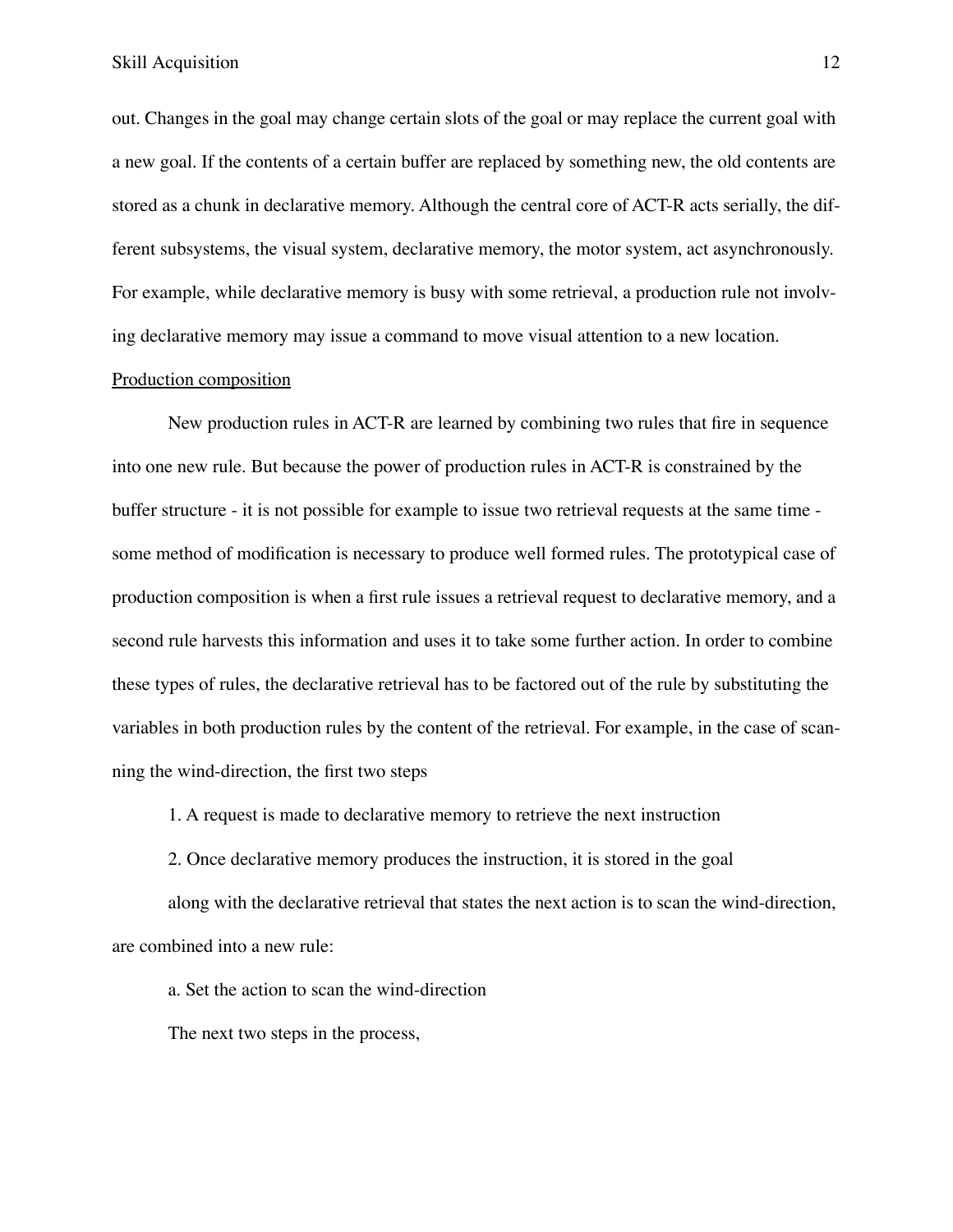out. Changes in the goal may change certain slots of the goal or may replace the current goal with a new goal. If the contents of a certain buffer are replaced by something new, the old contents are stored as a chunk in declarative memory. Although the central core of ACT-R acts serially, the different subsystems, the visual system, declarative memory, the motor system, act asynchronously. For example, while declarative memory is busy with some retrieval, a production rule not involving declarative memory may issue a command to move visual attention to a new location.

<u>Production composition</u>

New production rules in ACT-R are learned by combining two rules that fire in sequence into one new rule. But because the power of production rules in ACT-R is constrained by the buffer structure - it is not possible for example to issue two retrieval requests at the same time - some method of modification is necessary to produce well formed rules. The prototypical case of production composition is when a first rule issues a retrieval request to declarative memory, and a second rule harvests this information and uses it to take some further action. In order to combine these types of rules, the declarative retrieval has to be factored out of the rule by substituting the variables in both production rules by the content of the retrieval. For example, in the case of scanning the wind-direction, the first two steps

1. A request is made to declarative memory to retrieve the next instruction

2. Once declarative memory produces the instruction, it is stored in the goal

along with the declarative retrieval that states the next action is to scan the wind-direction, are combined into a new rule:

a. Set the action to scan the wind-direction

The next two steps in the process,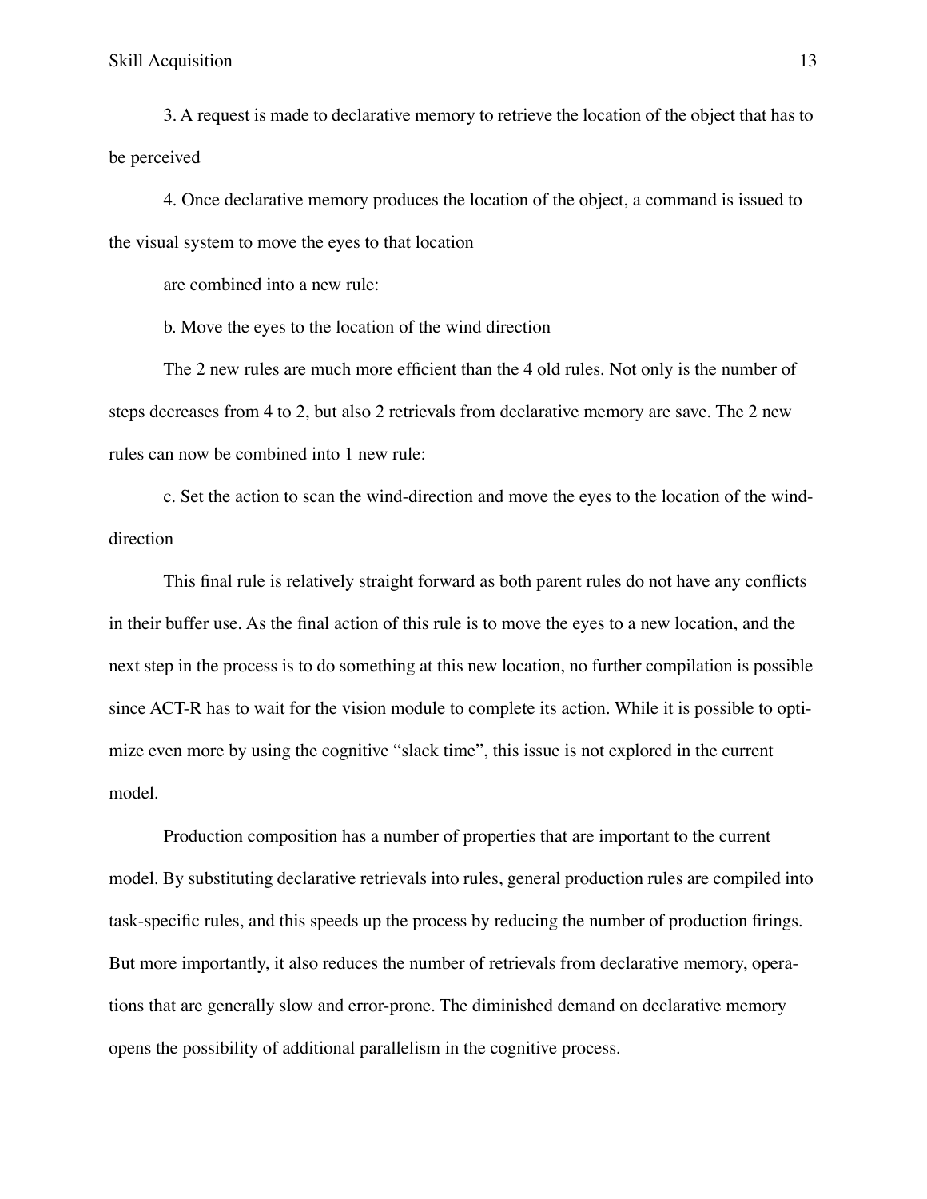3. A request is made to declarative memory to retrieve the location of the object that has to be perceived

4. Once declarative memory produces the location of the object, a command is issued to the visual system to move the eyes to that location

are combined into a new rule:

b. Move the eyes to the location of the wind direction

The 2 new rules are much more efficient than the 4 old rules. Not only is the number of steps decreases from 4 to 2, but also 2 retrievals from declarative memory are save. The 2 new rules can now be combined into 1 new rule:

c. Set the action to scan the wind-direction and move the eyes to the location of the wind-direction

This final rule is relatively straight forward as both parent rules do not have any conflicts in their buffer use. As the final action of this rule is to move the eyes to a new location, and the next step in the process is to do something at this new location, no further compilation is possible since ACT-R has to wait for the vision module to complete its action. While it is possible to optimize even more by using the cognitive “slack time”, this issue is not explored in the current model.

Production composition has a number of properties that are important to the current model. By substituting declarative retrievals into rules, general production rules are compiled into task-specific rules, and this speeds up the process by reducing the number of production firings. But more importantly, it also reduces the number of retrievals from declarative memory, operations that are generally slow and error-prone. The diminished demand on declarative memory opens the possibility of additional parallelism in the cognitive process.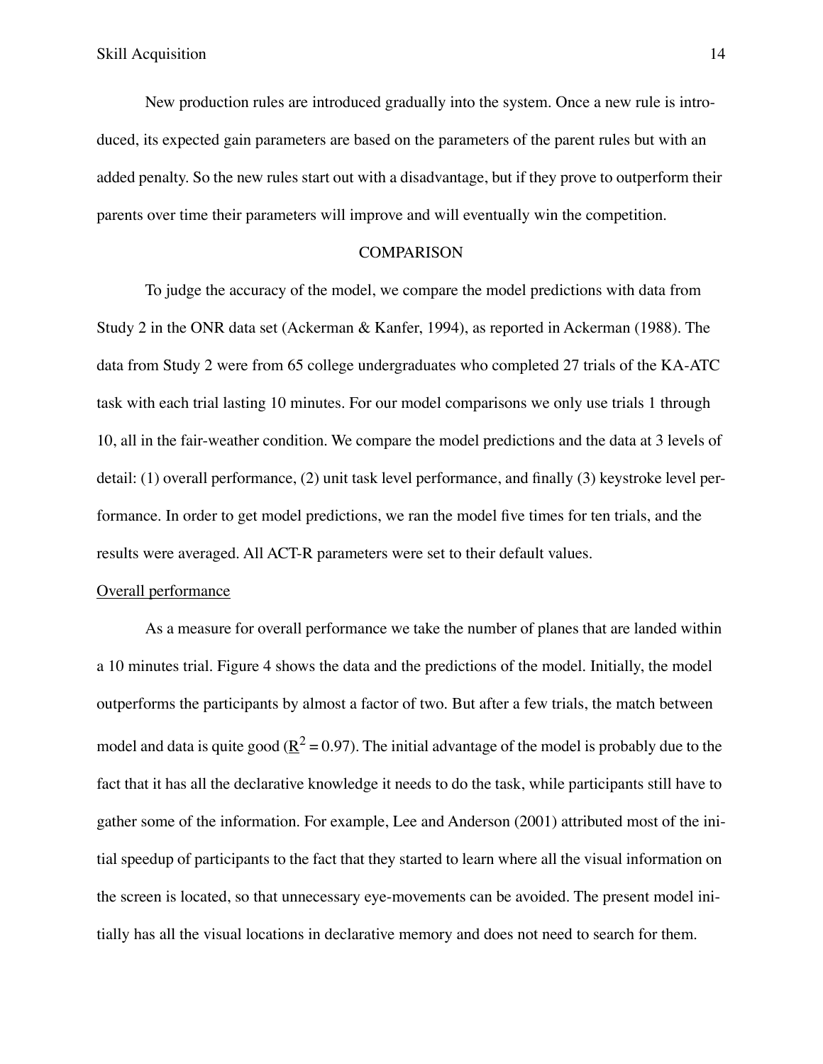New production rules are introduced gradually into the system. Once a new rule is introduced, its expected gain parameters are based on the parameters of the parent rules but with an added penalty. So the new rules start out with a disadvantage, but if they prove to outperform their parents over time their parameters will improve and will eventually win the competition.

## COMPARISON

To judge the accuracy of the model, we compare the model predictions with data from Study 2 in the ONR data set (Ackerman & Kanfer, 1994), as reported in Ackerman (1988). The data from Study 2 were from 65 college undergraduates who completed 27 trials of the KA-ATC task with each trial lasting 10 minutes. For our model comparisons we only use trials 1 through 10, all in the fair-weather condition. We compare the model predictions and the data at 3 levels of detail: (1) overall performance, (2) unit task level performance, and finally (3) keystroke level performance. In order to get model predictions, we ran the model five times for ten trials, and the results were averaged. All ACT-R parameters were set to their default values.

### Overall performance

As a measure for overall performance we take the number of planes that are landed within a 10 minutes trial. Figure 4 shows the data and the predictions of the model. Initially, the model outperforms the participants by almost a factor of two. But after a few trials, the match between model and data is quite good ($\underline{R}^2 = 0.97$). The initial advantage of the model is probably due to the fact that it has all the declarative knowledge it needs to do the task, while participants still have to gather some of the information. For example, Lee and Anderson (2001) attributed most of the initial speedup of participants to the fact that they started to learn where all the visual information on the screen is located, so that unnecessary eye-movements can be avoided. The present model initially has all the visual locations in declarative memory and does not need to search for them.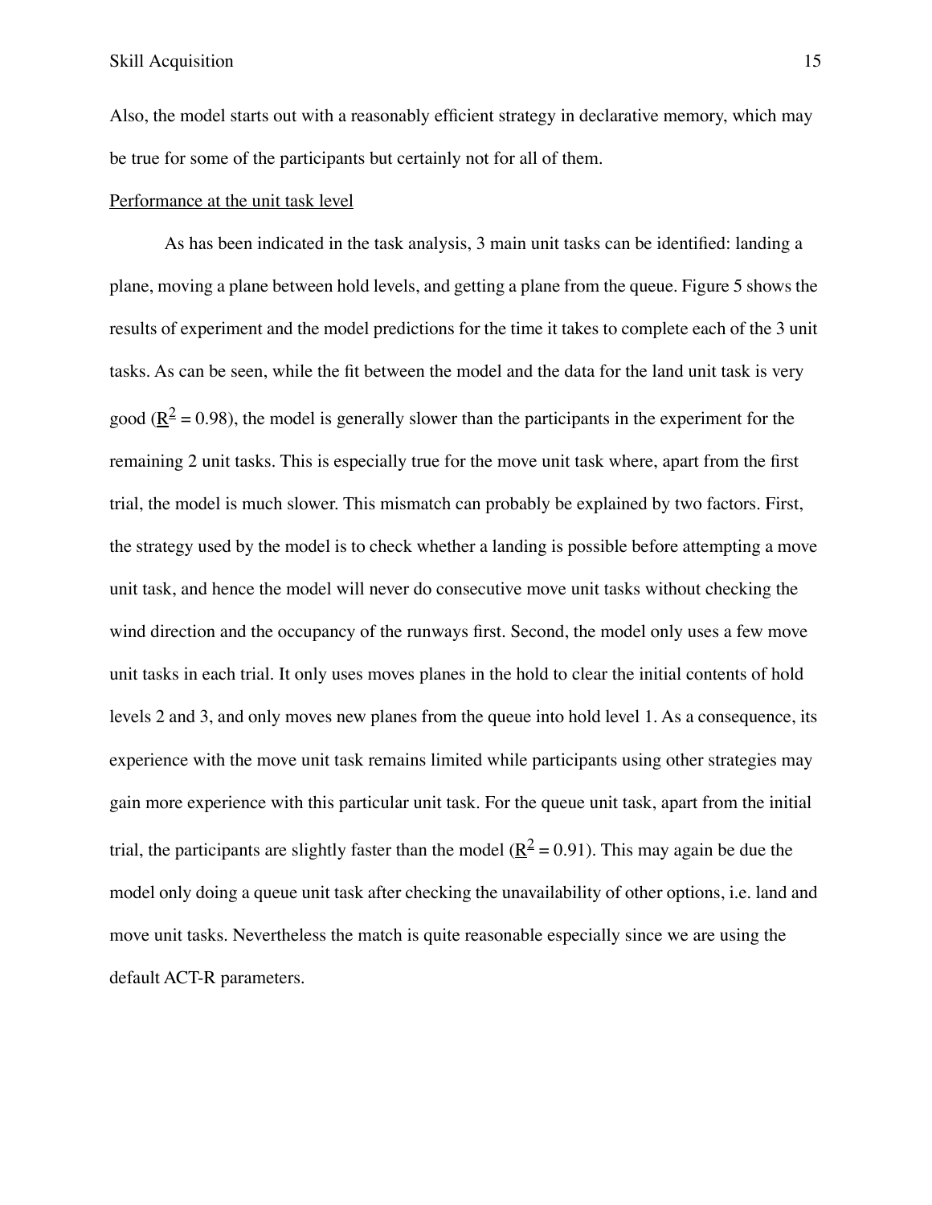Also, the model starts out with a reasonably efficient strategy in declarative memory, which may be true for some of the participants but certainly not for all of them.

Performance at the unit task level

As has been indicated in the task analysis, 3 main unit tasks can be identified: landing a plane, moving a plane between hold levels, and getting a plane from the queue. Figure 5 shows the results of experiment and the model predictions for the time it takes to complete each of the 3 unit tasks. As can be seen, while the fit between the model and the data for the land unit task is very good ($R^2 = 0.98$), the model is generally slower than the participants in the experiment for the remaining 2 unit tasks. This is especially true for the move unit task where, apart from the first trial, the model is much slower. This mismatch can probably be explained by two factors. First, the strategy used by the model is to check whether a landing is possible before attempting a move unit task, and hence the model will never do consecutive move unit tasks without checking the wind direction and the occupancy of the runways first. Second, the model only uses a few move unit tasks in each trial. It only uses moves planes in the hold to clear the initial contents of hold levels 2 and 3, and only moves new planes from the queue into hold level 1. As a consequence, its experience with the move unit task remains limited while participants using other strategies may gain more experience with this particular unit task. For the queue unit task, apart from the initial trial, the participants are slightly faster than the model ($R^2 = 0.91$). This may again be due the model only doing a queue unit task after checking the unavailability of other options, i.e. land and move unit tasks. Nevertheless the match is quite reasonable especially since we are using the default ACT-R parameters.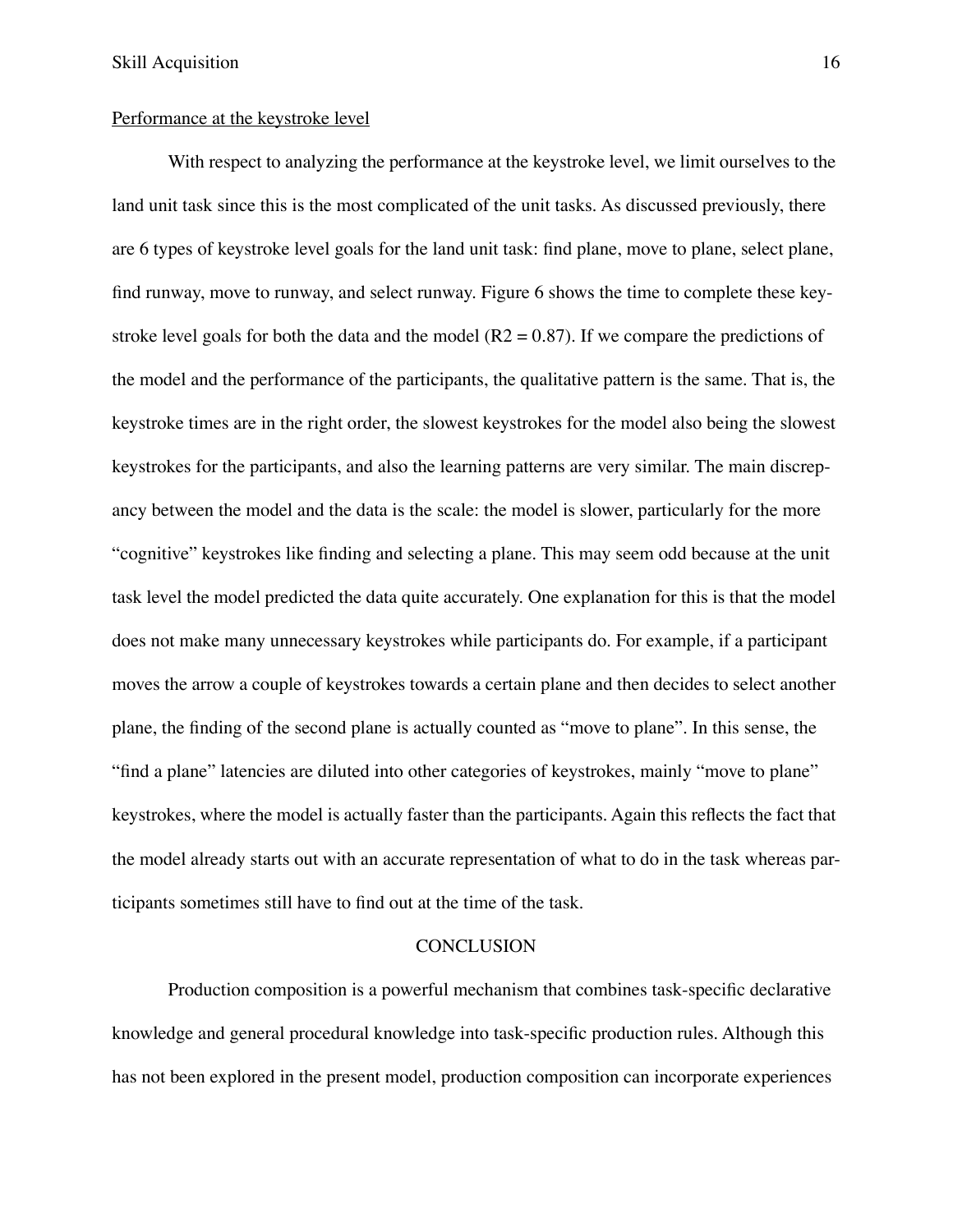Performance at the keystroke level

With respect to analyzing the performance at the keystroke level, we limit ourselves to the land unit task since this is the most complicated of the unit tasks. As discussed previously, there are 6 types of keystroke level goals for the land unit task: find plane, move to plane, select plane, find runway, move to runway, and select runway. Figure 6 shows the time to complete these keystroke level goals for both the data and the model ($R2 = 0.87$). If we compare the predictions of the model and the performance of the participants, the qualitative pattern is the same. That is, the keystroke times are in the right order, the slowest keystrokes for the model also being the slowest keystrokes for the participants, and also the learning patterns are very similar. The main discrepancy between the model and the data is the scale: the model is slower, particularly for the more "cognitive" keystrokes like finding and selecting a plane. This may seem odd because at the unit task level the model predicted the data quite accurately. One explanation for this is that the model does not make many unnecessary keystrokes while participants do. For example, if a participant moves the arrow a couple of keystrokes towards a certain plane and then decides to select another plane, the finding of the second plane is actually counted as "move to plane". In this sense, the "find a plane" latencies are diluted into other categories of keystrokes, mainly "move to plane" keystrokes, where the model is actually faster than the participants. Again this reflects the fact that the model already starts out with an accurate representation of what to do in the task whereas participants sometimes still have to find out at the time of the task.

# CONCLUSION

Production composition is a powerful mechanism that combines task-specific declarative knowledge and general procedural knowledge into task-specific production rules. Although this has not been explored in the present model, production composition can incorporate experiences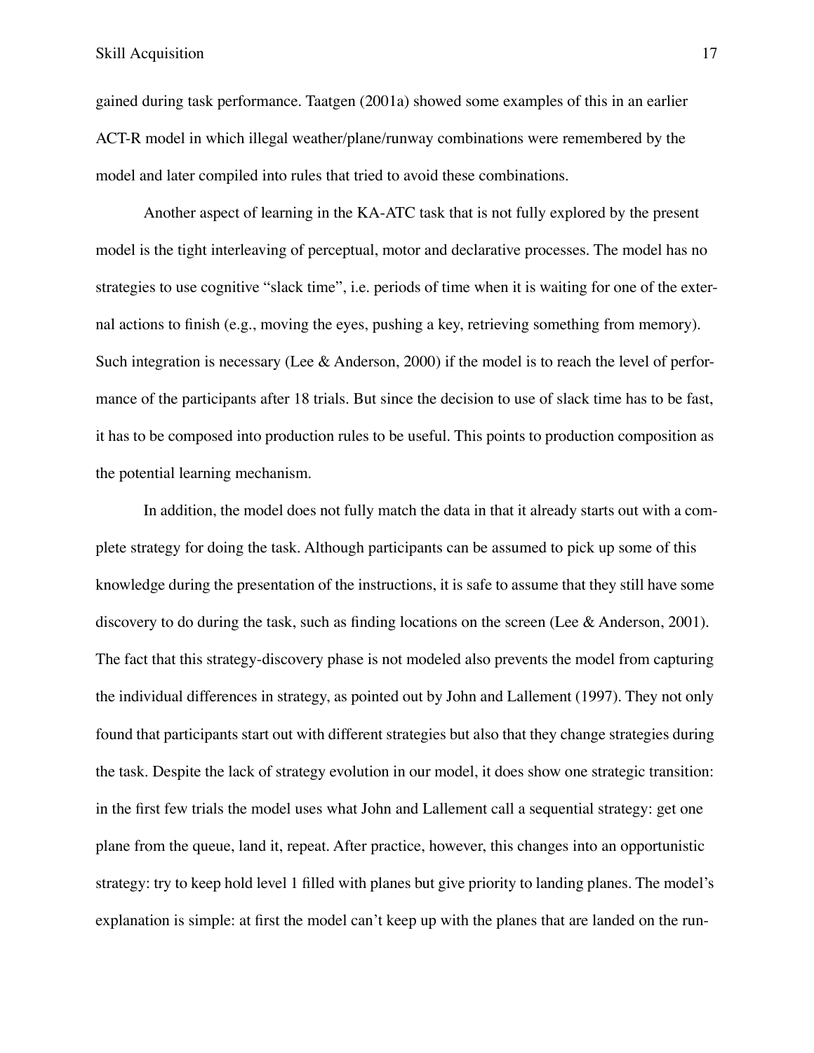gained during task performance. Taatgen (2001a) showed some examples of this in an earlier ACT-R model in which illegal weather/plane/runway combinations were remembered by the model and later compiled into rules that tried to avoid these combinations.

Another aspect of learning in the KA-ATC task that is not fully explored by the present model is the tight interleaving of perceptual, motor and declarative processes. The model has no strategies to use cognitive "slack time", i.e. periods of time when it is waiting for one of the external actions to finish (e.g., moving the eyes, pushing a key, retrieving something from memory). Such integration is necessary (Lee & Anderson, 2000) if the model is to reach the level of performance of the participants after 18 trials. But since the decision to use of slack time has to be fast, it has to be composed into production rules to be useful. This points to production composition as the potential learning mechanism.

In addition, the model does not fully match the data in that it already starts out with a complete strategy for doing the task. Although participants can be assumed to pick up some of this knowledge during the presentation of the instructions, it is safe to assume that they still have some discovery to do during the task, such as finding locations on the screen (Lee & Anderson, 2001). The fact that this strategy-discovery phase is not modeled also prevents the model from capturing the individual differences in strategy, as pointed out by John and Lallement (1997). They not only found that participants start out with different strategies but also that they change strategies during the task. Despite the lack of strategy evolution in our model, it does show one strategic transition: in the first few trials the model uses what John and Lallement call a sequential strategy: get one plane from the queue, land it, repeat. After practice, however, this changes into an opportunistic strategy: try to keep hold level 1 filled with planes but give priority to landing planes. The model's explanation is simple: at first the model can't keep up with the planes that are landed on the run-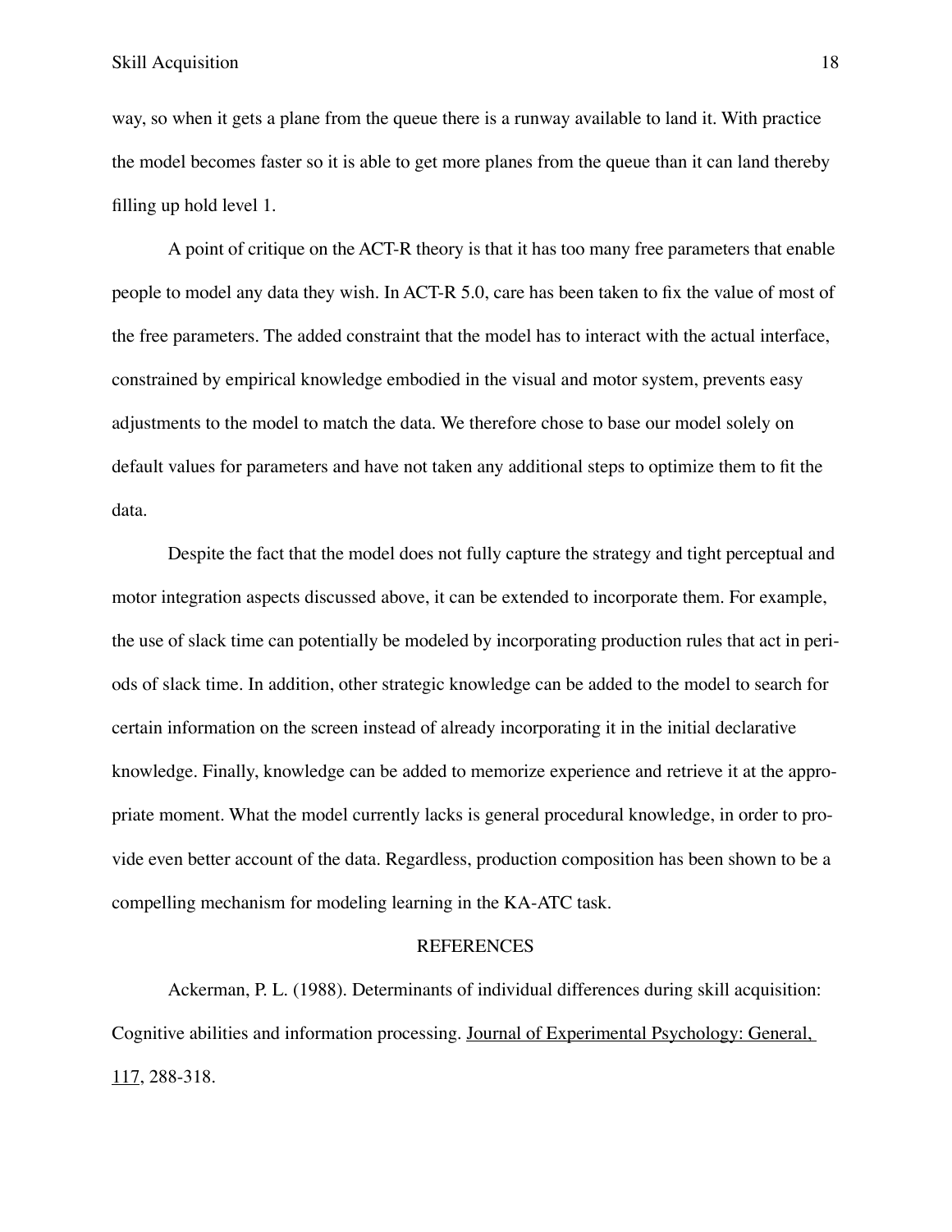way, so when it gets a plane from the queue there is a runway available to land it. With practice the model becomes faster so it is able to get more planes from the queue than it can land thereby filling up hold level 1.

A point of critique on the ACT-R theory is that it has too many free parameters that enable people to model any data they wish. In ACT-R 5.0, care has been taken to fix the value of most of the free parameters. The added constraint that the model has to interact with the actual interface, constrained by empirical knowledge embodied in the visual and motor system, prevents easy adjustments to the model to match the data. We therefore chose to base our model solely on default values for parameters and have not taken any additional steps to optimize them to fit the data.

Despite the fact that the model does not fully capture the strategy and tight perceptual and motor integration aspects discussed above, it can be extended to incorporate them. For example, the use of slack time can potentially be modeled by incorporating production rules that act in periods of slack time. In addition, other strategic knowledge can be added to the model to search for certain information on the screen instead of already incorporating it in the initial declarative knowledge. Finally, knowledge can be added to memorize experience and retrieve it at the appropriate moment. What the model currently lacks is general procedural knowledge, in order to provide even better account of the data. Regardless, production composition has been shown to be a compelling mechanism for modeling learning in the KA-ATC task.

## REFERENCES

Ackerman, P. L. (1988). Determinants of individual differences during skill acquisition: Cognitive abilities and information processing. Journal of Experimental Psychology: General, 117, 288-318.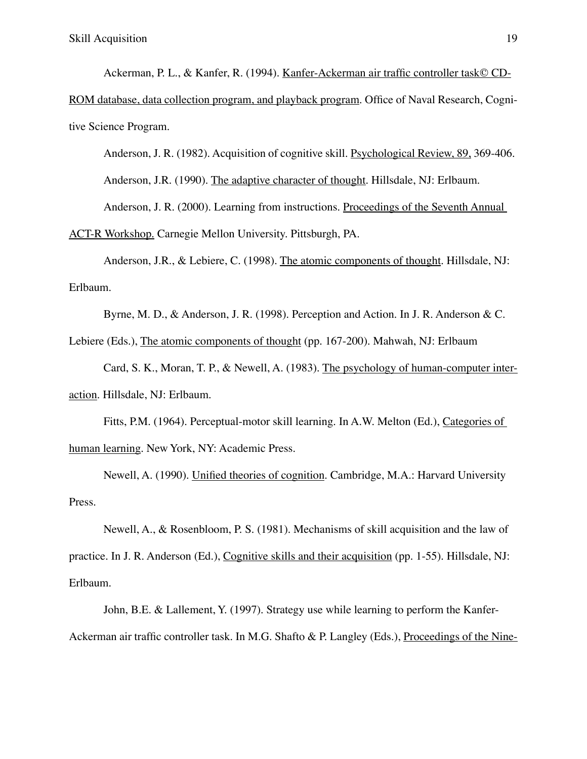Ackerman, P. L., & Kanfer, R. (1994). Kanfer-Ackerman air traffic controller task© CD-ROM database, data collection program, and playback program. Office of Naval Research, Cognitive Science Program.

Anderson, J. R. (1982). Acquisition of cognitive skill. Psychological Review, 89, 369-406.

Anderson, J.R. (1990). The adaptive character of thought. Hillsdale, NJ: Erlbaum.

Anderson, J. R. (2000). Learning from instructions. Proceedings of the Seventh Annual ACT-R Workshop. Carnegie Mellon University. Pittsburgh, PA.

Anderson, J.R., & Lebiere, C. (1998). The atomic components of thought. Hillsdale, NJ: Erlbaum.

Byrne, M. D., & Anderson, J. R. (1998). Perception and Action. In J. R. Anderson & C. Lebiere (Eds.), The atomic components of thought (pp. 167-200). Mahwah, NJ: Erlbaum

Card, S. K., Moran, T. P., & Newell, A. (1983). The psychology of human-computer interaction. Hillsdale, NJ: Erlbaum.

Fitts, P.M. (1964). Perceptual-motor skill learning. In A.W. Melton (Ed.), Categories of human learning. New York, NY: Academic Press.

Newell, A. (1990). Unified theories of cognition. Cambridge, M.A.: Harvard University Press.

Newell, A., & Rosenbloom, P. S. (1981). Mechanisms of skill acquisition and the law of practice. In J. R. Anderson (Ed.), Cognitive skills and their acquisition (pp. 1-55). Hillsdale, NJ: Erlbaum.

John, B.E. & Lallement, Y. (1997). Strategy use while learning to perform the Kanfer-Ackerman air traffic controller task. In M.G. Shafto & P. Langley (Eds.), Proceedings of the Nine-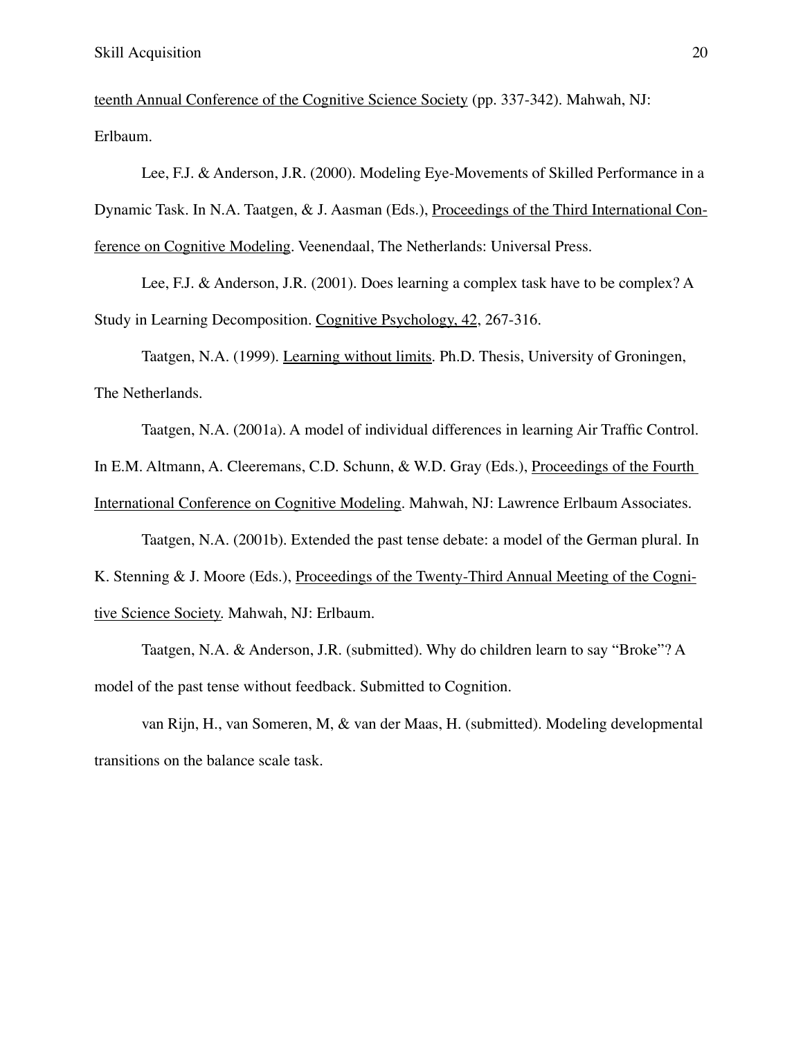teenth Annual Conference of the Cognitive Science Society (pp. 337-342). Mahwah, NJ: Erlbaum.

Lee, F.J. & Anderson, J.R. (2000). Modeling Eye-Movements of Skilled Performance in a Dynamic Task. In N.A. Taatgen, & J. Aasman (Eds.), Proceedings of the Third International Conference on Cognitive Modeling. Veenendaal, The Netherlands: Universal Press.

Lee, F.J. & Anderson, J.R. (2001). Does learning a complex task have to be complex? A Study in Learning Decomposition. Cognitive Psychology, 42, 267-316.

Taatgen, N.A. (1999). Learning without limits. Ph.D. Thesis, University of Groningen, The Netherlands.

Taatgen, N.A. (2001a). A model of individual differences in learning Air Traffic Control. In E.M. Altmann, A. Cleeremans, C.D. Schunn, & W.D. Gray (Eds.), Proceedings of the Fourth International Conference on Cognitive Modeling. Mahwah, NJ: Lawrence Erlbaum Associates.

Taatgen, N.A. (2001b). Extended the past tense debate: a model of the German plural. In K. Stenning & J. Moore (Eds.), Proceedings of the Twenty-Third Annual Meeting of the Cognitive Science Society. Mahwah, NJ: Erlbaum.

Taatgen, N.A. & Anderson, J.R. (submitted). Why do children learn to say "Broke"? A model of the past tense without feedback. Submitted to Cognition.

van Rijn, H., van Someren, M, & van der Maas, H. (submitted). Modeling developmental transitions on the balance scale task.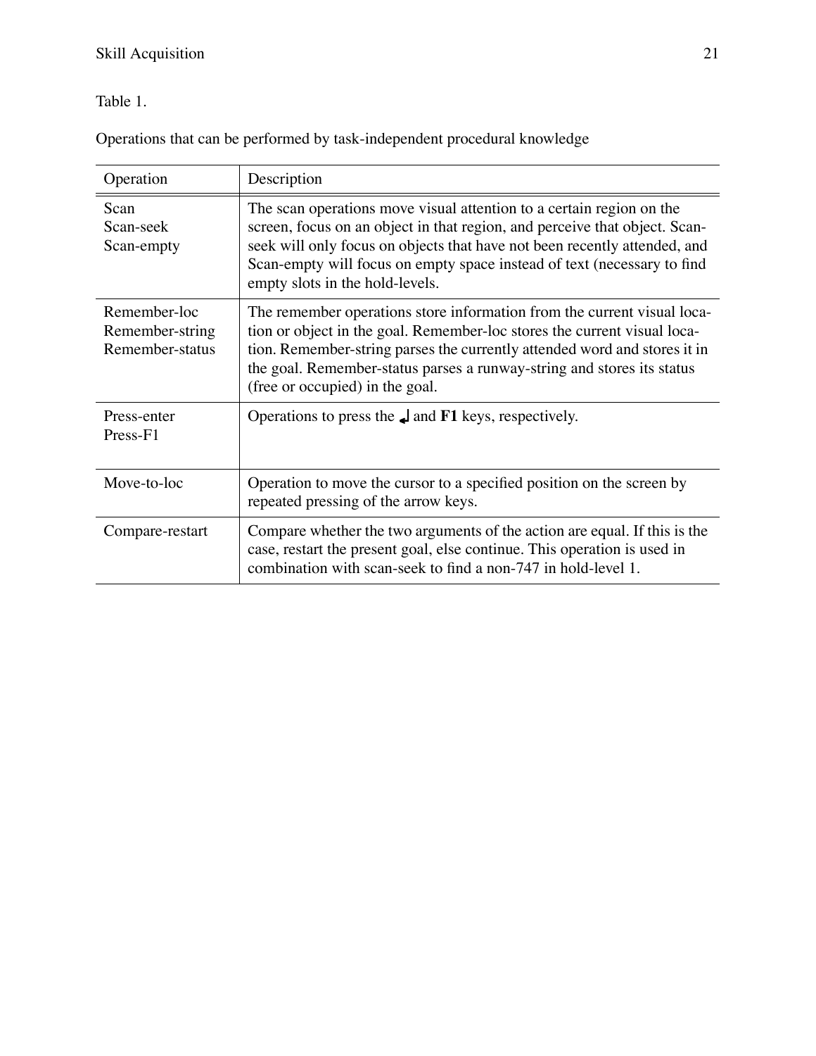Table 1.

Operations that can be performed by task-independent procedural knowledge

| Operation | Description |
|---|---|
| Scan<br>Scan-seek<br>Scan-empty | The scan operations move visual attention to a certain region on the screen, focus on an object in that region, and perceive that object. Scan-seek will only focus on objects that have not been recently attended, and Scan-empty will focus on empty space instead of text (necessary to find empty slots in the hold-levels. |
| Remember-loc<br>Remember-string<br>Remember-status | The remember operations store information from the current visual location or object in the goal. Remember-loc stores the current visual location. Remember-string parses the currently attended word and stores it in the goal. Remember-status parses a runway-string and stores its status (free or occupied) in the goal. |
| Press-enter<br>Press-F1 | Operations to press the ↵ and **F1** keys, respectively. |
| Move-to-loc | Operation to move the cursor to a specified position on the screen by repeated pressing of the arrow keys. |
| Compare-restart | Compare whether the two arguments of the action are equal. If this is the case, restart the present goal, else continue. This operation is used in combination with scan-seek to find a non-747 in hold-level 1. |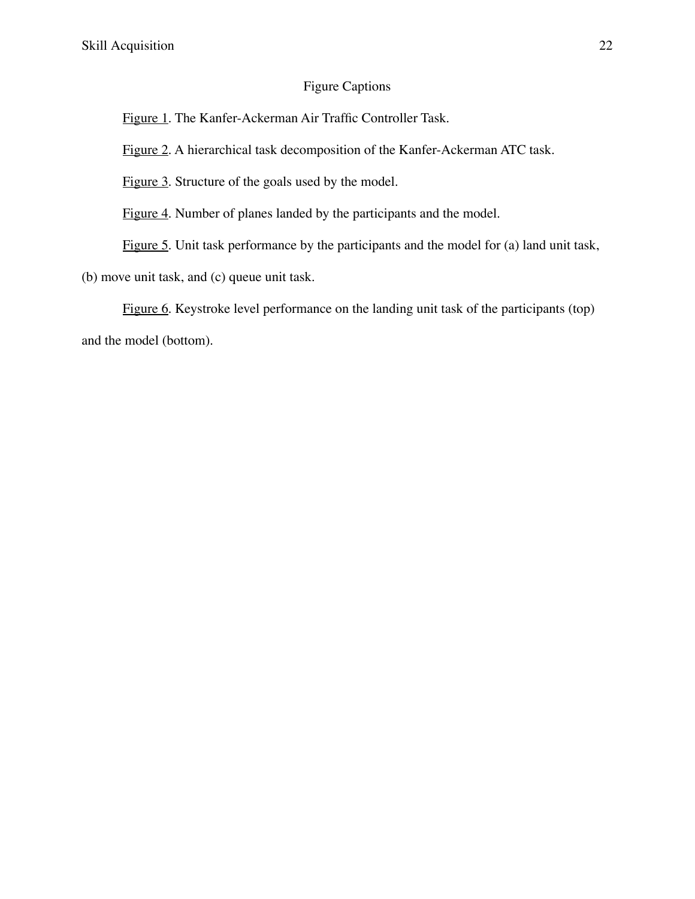# Figure Captions

<u>Figure 1</u>. The Kanfer-Ackerman Air Traffic Controller Task.

<u>Figure 2</u>. A hierarchical task decomposition of the Kanfer-Ackerman ATC task.

<u>Figure 3</u>. Structure of the goals used by the model.

<u>Figure 4</u>. Number of planes landed by the participants and the model.

<u>Figure 5</u>. Unit task performance by the participants and the model for (a) land unit task, (b) move unit task, and (c) queue unit task.

<u>Figure 6</u>. Keystroke level performance on the landing unit task of the participants (top) and the model (bottom).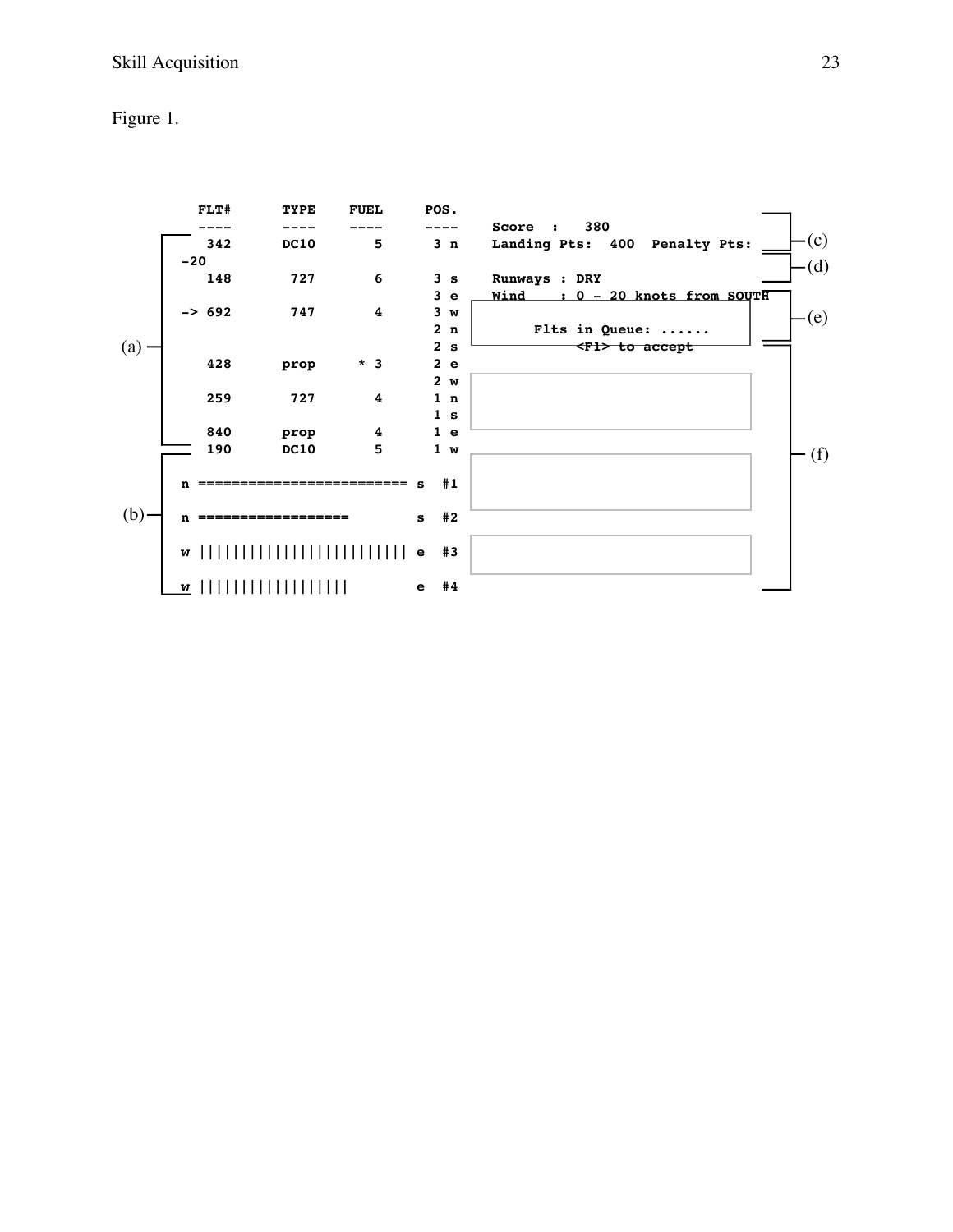Figure 1.

```
  FLT#      TYPE    FUEL     POS.
  ----      ----    ----     ----    Score  :   380
   342      DC10       5      3 n    Landing Pts:  400  Penalty Pts:
-20
   148       727       6      3 s    Runways : DRY
                              3 e    Wind    : 0 - 20 knots from SOUTH
-> 692       747       4      3 w
                              2 n        Flts in Queue: ......
                              2 s            <F1> to accept
   428      prop     * 3      2 e
                              2 w
   259       727       4      1 n
                              1 s
   840      prop       4      1 e
   190      DC10       5      1 w

n ========================= s  #1

n ==================          s  #2

w ||||||||||||||||||||||||| e  #3

w ||||||||||||||||||          e  #4
```

(a) (b) (c) (d) (e) (f)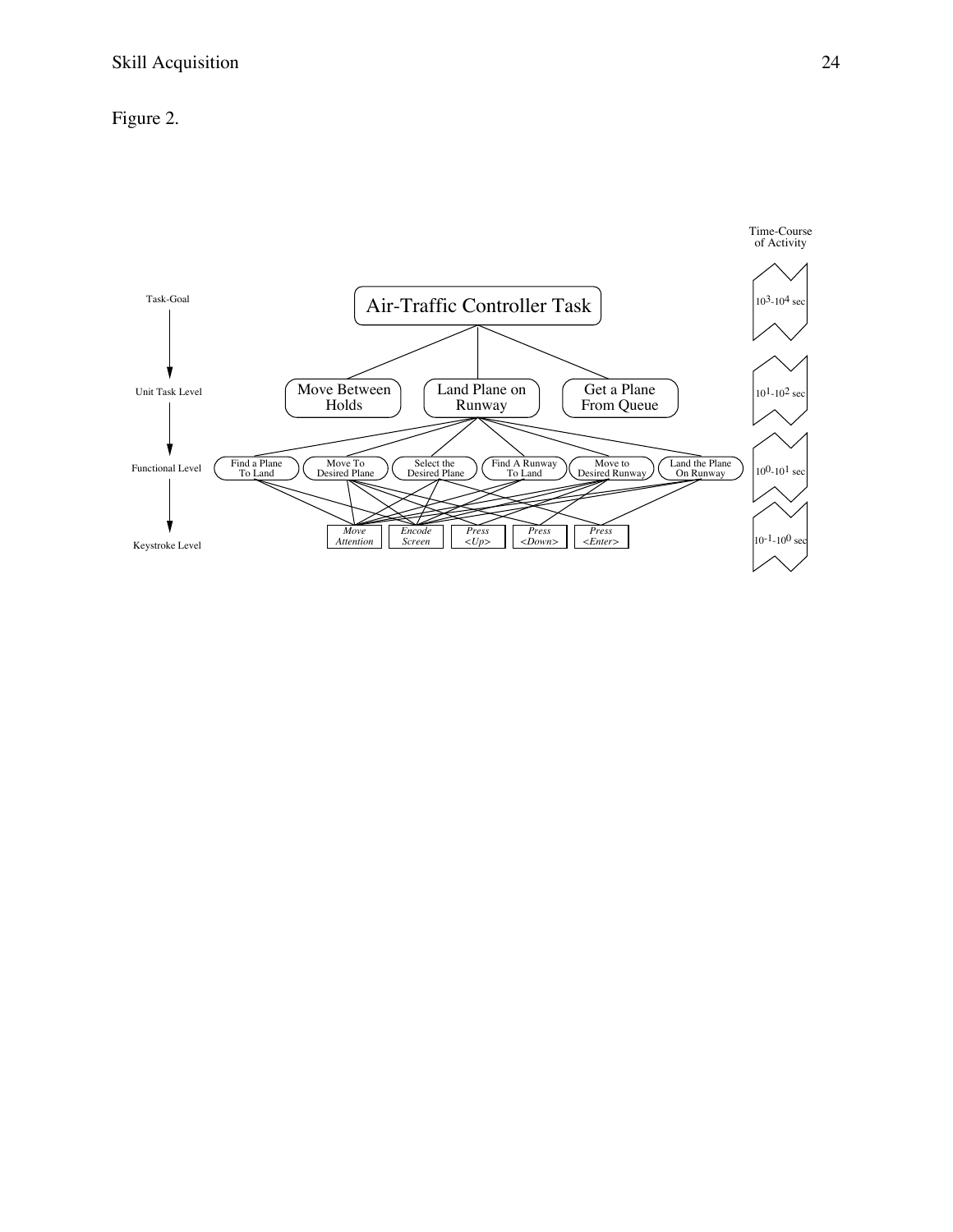Figure 2.

Time-Course of Activity

Task-Goal

Air-Traffic Controller Task

$10^3$-$10^4$ sec

Unit Task Level

Move Between Holds

Land Plane on Runway

Get a Plane From Queue

$10^1$-$10^2$ sec

Functional Level

Find a Plane To Land

Move To Desired Plane

Select the Desired Plane

Find A Runway To Land

Move to Desired Runway

Land the Plane On Runway

$10^0$-$10^1$ sec

Keystroke Level

*Move Attention*

*Encode Screen*

*Press <Up>*

*Press <Down>*

*Press <Enter>*

$10^{-1}$-$10^0$ sec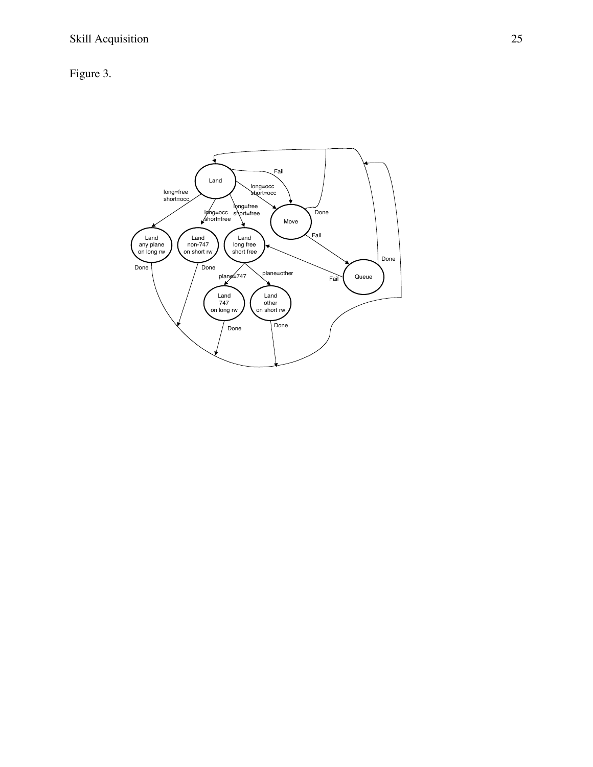Figure 3.

Land

Fail

long=free
short=occ

long=occ
short=occ

long=occ
short=free

long=free
short=free

Move

Done

Land
any plane
on long rw

Land
non-747
on short rw

Land
long free
short free

Fail

Done

Done

Done

plane=747

plane=other

Fail

Queue

Land
747
on long rw

Land
other
on short rw

Done

Done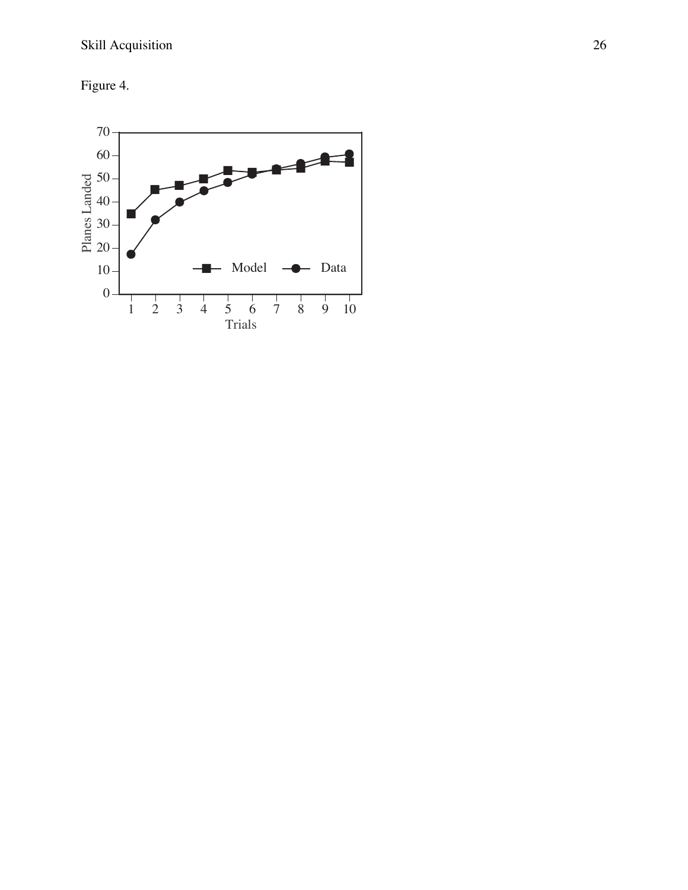Figure 4.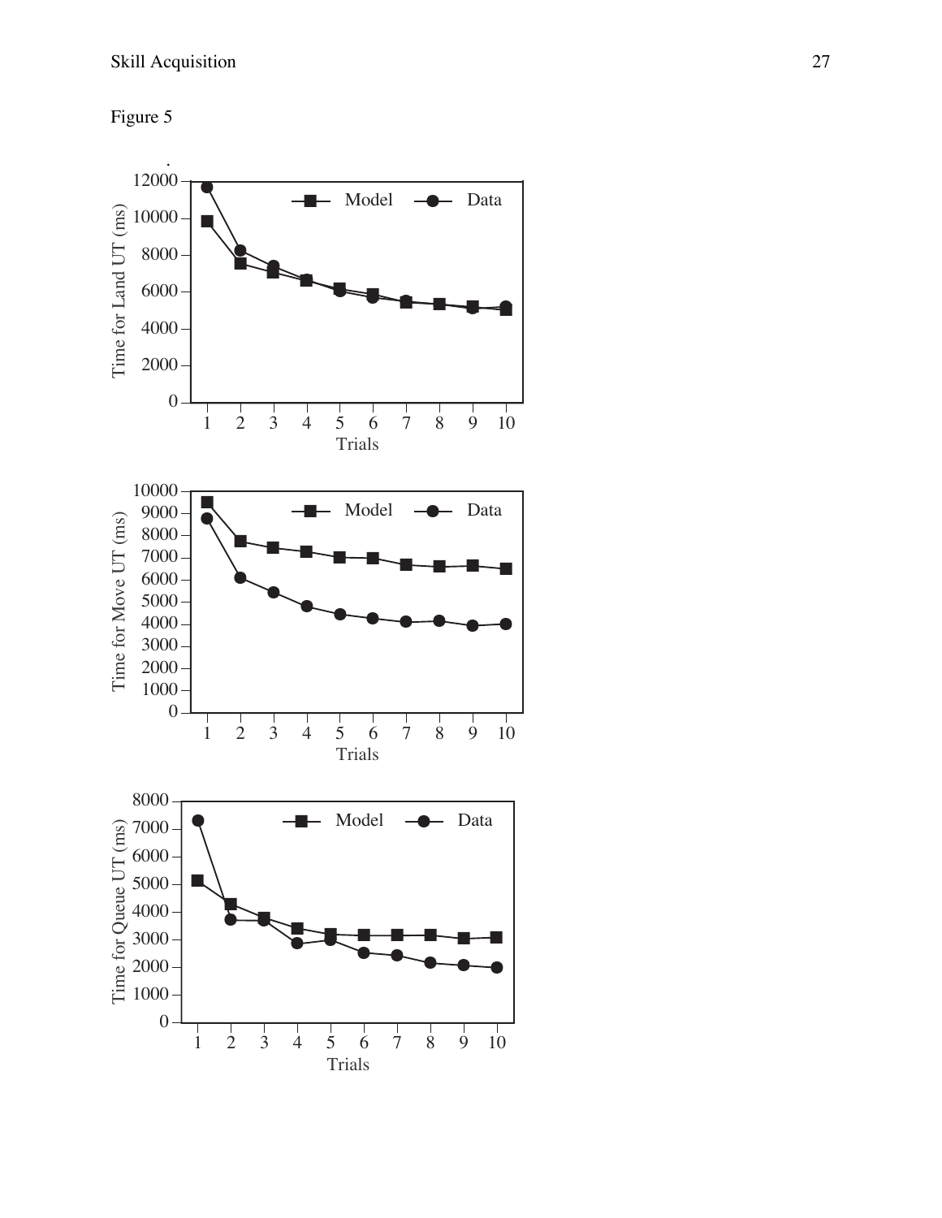Figure 5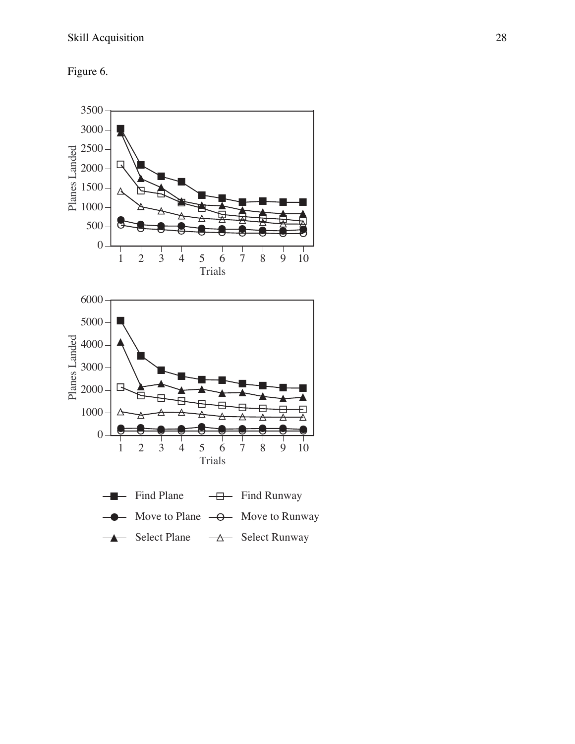Figure 6.

3500
3000
2500
2000
1500
1000
500
0

Planes Landed

1 2 3 4 5 6 7 8 9 10

Trials

6000
5000
4000
3000
2000
1000
0

Planes Landed

1 2 3 4 5 6 7 8 9 10

Trials

Find Plane
Find Runway
Move to Plane
Move to Runway
Select Plane
Select Runway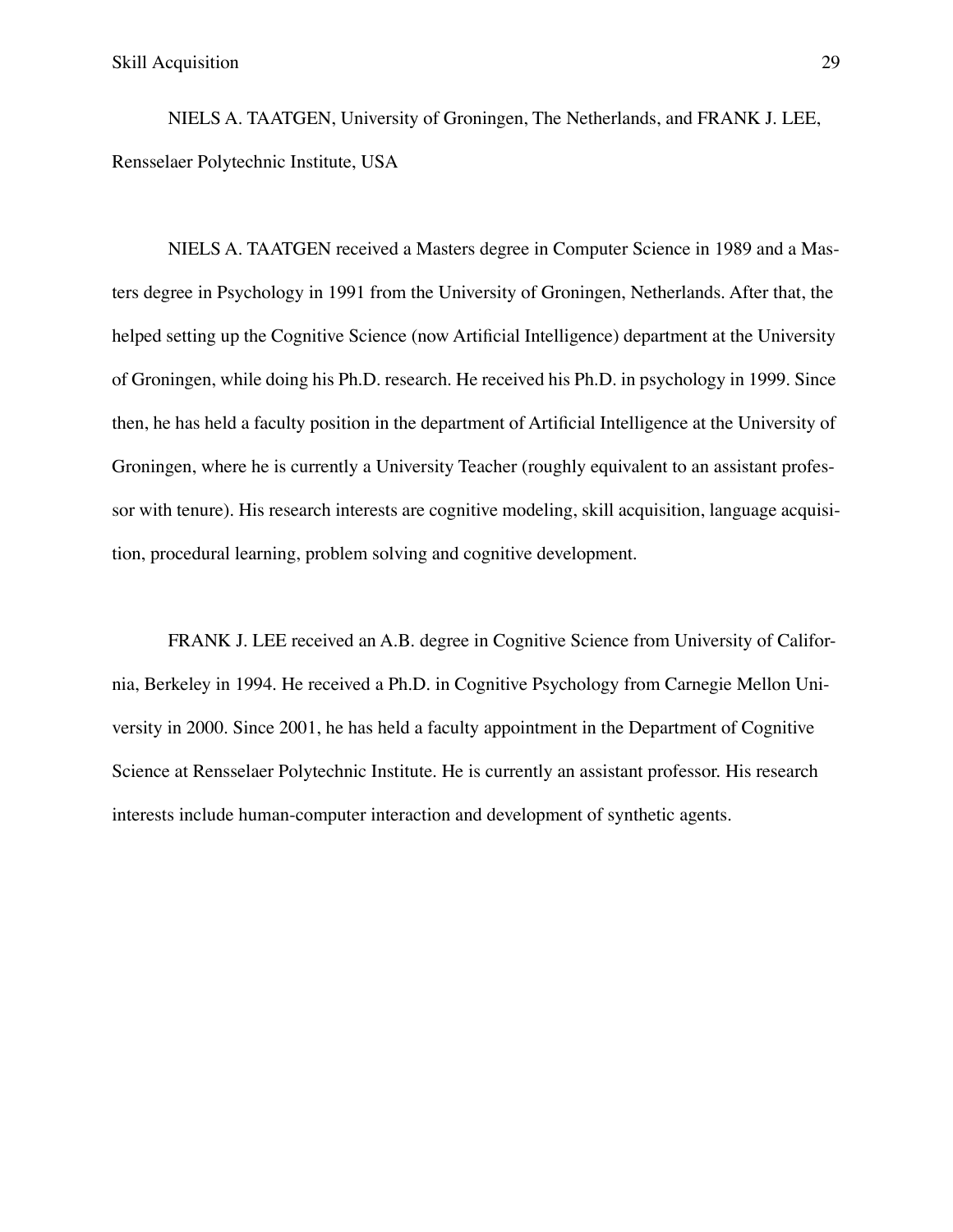NIELS A. TAATGEN, University of Groningen, The Netherlands, and FRANK J. LEE, Rensselaer Polytechnic Institute, USA

NIELS A. TAATGEN received a Masters degree in Computer Science in 1989 and a Masters degree in Psychology in 1991 from the University of Groningen, Netherlands. After that, the helped setting up the Cognitive Science (now Artificial Intelligence) department at the University of Groningen, while doing his Ph.D. research. He received his Ph.D. in psychology in 1999. Since then, he has held a faculty position in the department of Artificial Intelligence at the University of Groningen, where he is currently a University Teacher (roughly equivalent to an assistant professor with tenure). His research interests are cognitive modeling, skill acquisition, language acquisition, procedural learning, problem solving and cognitive development.

FRANK J. LEE received an A.B. degree in Cognitive Science from University of California, Berkeley in 1994. He received a Ph.D. in Cognitive Psychology from Carnegie Mellon University in 2000. Since 2001, he has held a faculty appointment in the Department of Cognitive Science at Rensselaer Polytechnic Institute. He is currently an assistant professor. His research interests include human-computer interaction and development of synthetic agents.